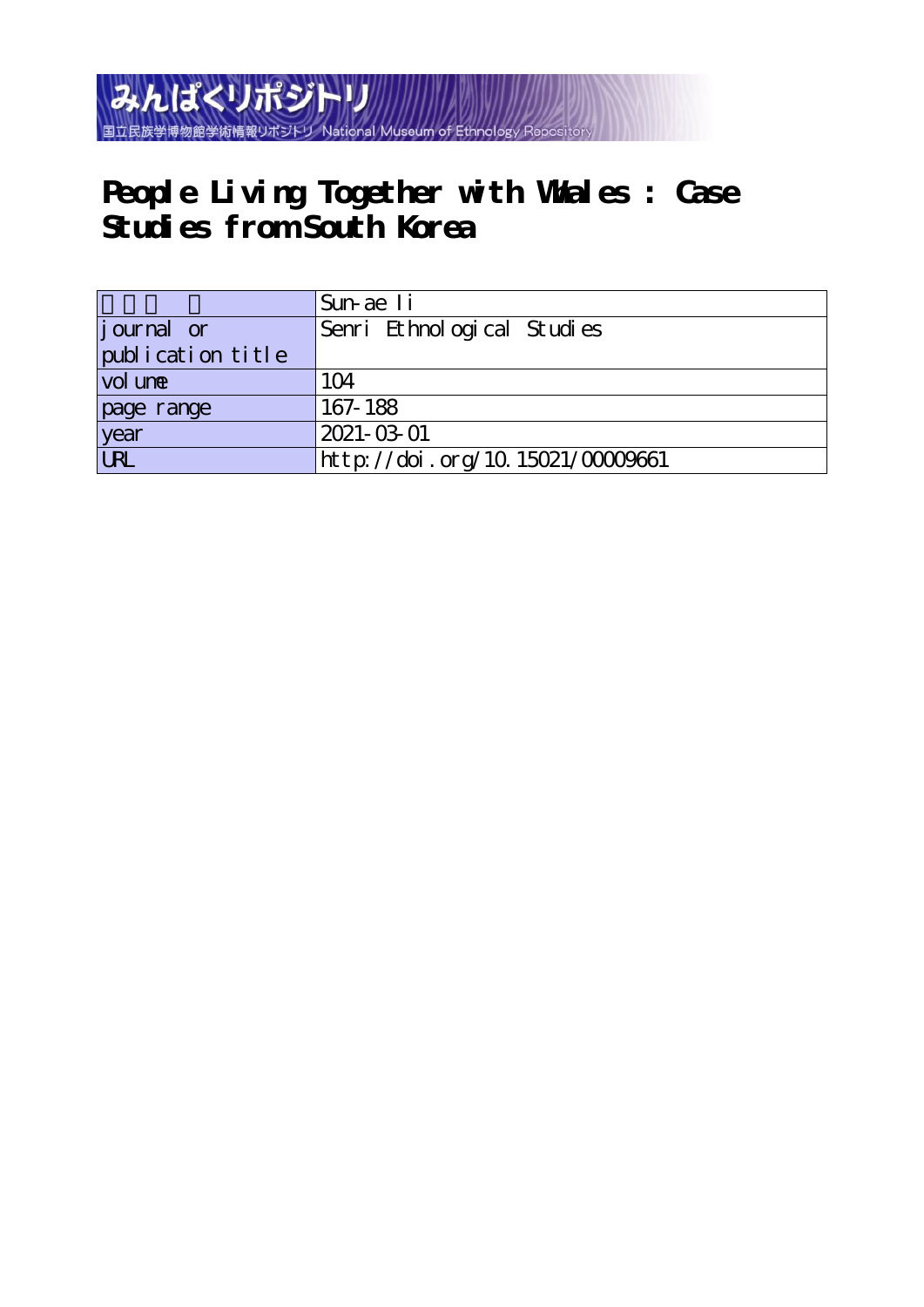みんぱくリポジトリ

国立民族学博物館学術情報リポジトリ National Museum of Ethnology Repository

# People Living Together with Whales : Case Studies from South Korea

| | |
|---|---|
| 著者名 | Sun-ae Ii |
| journal or publication title | Senri Ethnological Studies |
| volume | 104 |
| page range | 167-188 |
| year | 2021-03-01 |
| URL | http://doi.org/10.15021/00009661 |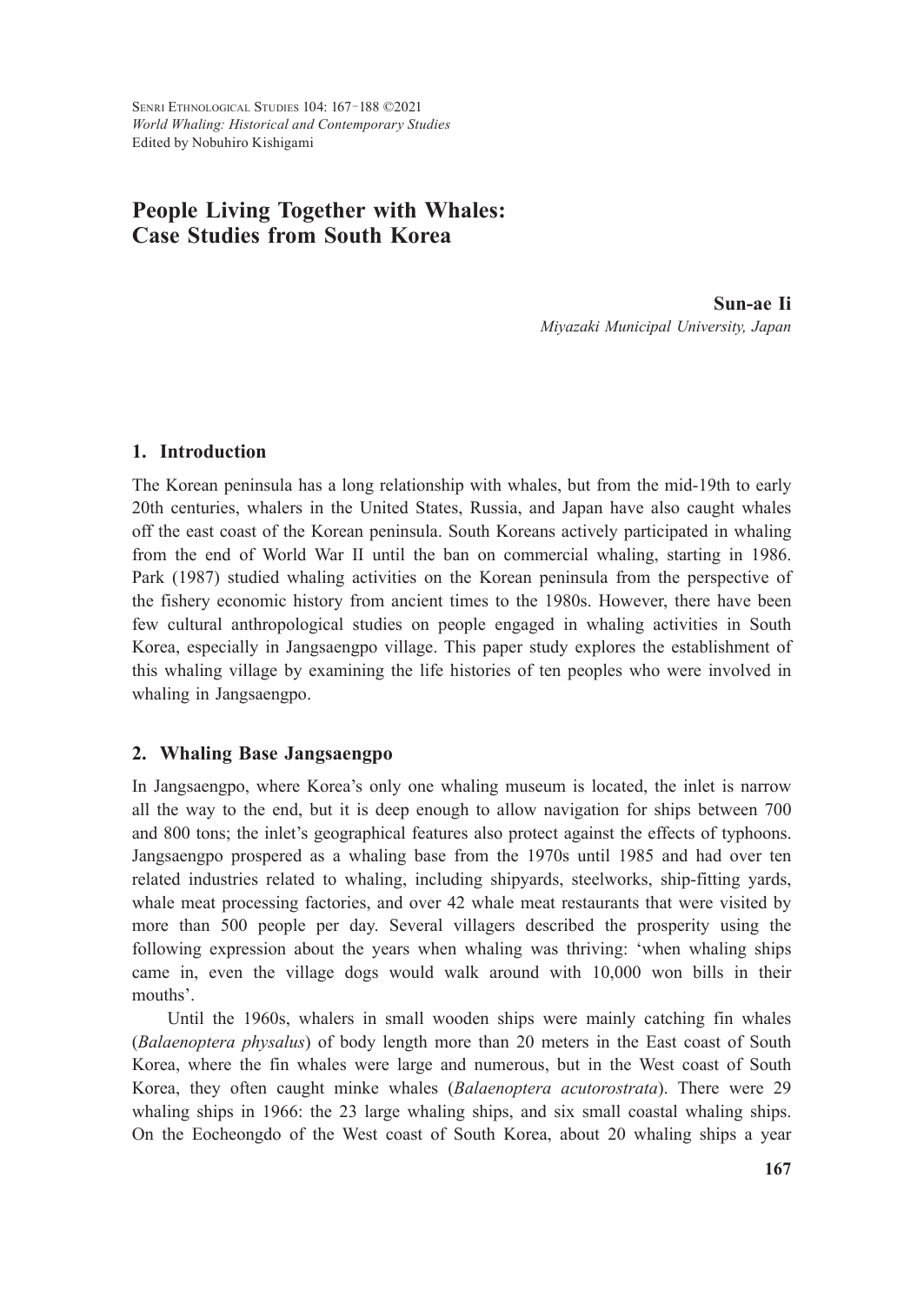# People Living Together with Whales: Case Studies from South Korea

**Sun-ae Ii**
*Miyazaki Municipal University, Japan*

## 1. Introduction

The Korean peninsula has a long relationship with whales, but from the mid-19th to early 20th centuries, whalers in the United States, Russia, and Japan have also caught whales off the east coast of the Korean peninsula. South Koreans actively participated in whaling from the end of World War II until the ban on commercial whaling, starting in 1986. Park (1987) studied whaling activities on the Korean peninsula from the perspective of the fishery economic history from ancient times to the 1980s. However, there have been few cultural anthropological studies on people engaged in whaling activities in South Korea, especially in Jangsaengpo village. This paper study explores the establishment of this whaling village by examining the life histories of ten peoples who were involved in whaling in Jangsaengpo.

## 2. Whaling Base Jangsaengpo

In Jangsaengpo, where Korea's only one whaling museum is located, the inlet is narrow all the way to the end, but it is deep enough to allow navigation for ships between 700 and 800 tons; the inlet's geographical features also protect against the effects of typhoons. Jangsaengpo prospered as a whaling base from the 1970s until 1985 and had over ten related industries related to whaling, including shipyards, steelworks, ship-fitting yards, whale meat processing factories, and over 42 whale meat restaurants that were visited by more than 500 people per day. Several villagers described the prosperity using the following expression about the years when whaling was thriving: 'when whaling ships came in, even the village dogs would walk around with 10,000 won bills in their mouths'.

Until the 1960s, whalers in small wooden ships were mainly catching fin whales (*Balaenoptera physalus*) of body length more than 20 meters in the East coast of South Korea, where the fin whales were large and numerous, but in the West coast of South Korea, they often caught minke whales (*Balaenoptera acutorostrata*). There were 29 whaling ships in 1966: the 23 large whaling ships, and six small coastal whaling ships. On the Eocheongdo of the West coast of South Korea, about 20 whaling ships a year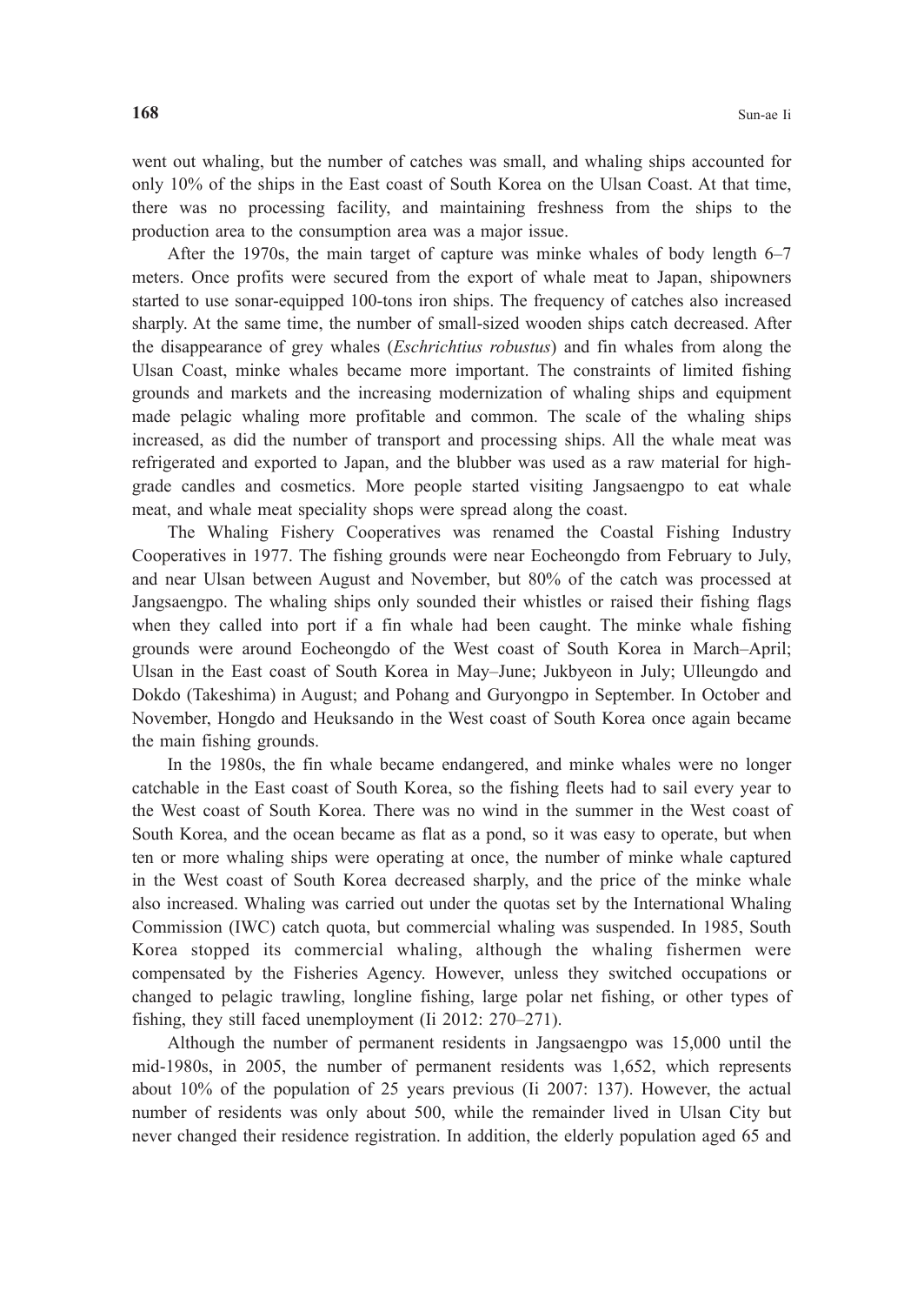went out whaling, but the number of catches was small, and whaling ships accounted for only 10% of the ships in the East coast of South Korea on the Ulsan Coast. At that time, there was no processing facility, and maintaining freshness from the ships to the production area to the consumption area was a major issue.

After the 1970s, the main target of capture was minke whales of body length 6–7 meters. Once profits were secured from the export of whale meat to Japan, shipowners started to use sonar-equipped 100-tons iron ships. The frequency of catches also increased sharply. At the same time, the number of small-sized wooden ships catch decreased. After the disappearance of grey whales (*Eschrichtius robustus*) and fin whales from along the Ulsan Coast, minke whales became more important. The constraints of limited fishing grounds and markets and the increasing modernization of whaling ships and equipment made pelagic whaling more profitable and common. The scale of the whaling ships increased, as did the number of transport and processing ships. All the whale meat was refrigerated and exported to Japan, and the blubber was used as a raw material for high-grade candles and cosmetics. More people started visiting Jangsaengpo to eat whale meat, and whale meat speciality shops were spread along the coast.

The Whaling Fishery Cooperatives was renamed the Coastal Fishing Industry Cooperatives in 1977. The fishing grounds were near Eocheongdo from February to July, and near Ulsan between August and November, but 80% of the catch was processed at Jangsaengpo. The whaling ships only sounded their whistles or raised their fishing flags when they called into port if a fin whale had been caught. The minke whale fishing grounds were around Eocheongdo of the West coast of South Korea in March–April; Ulsan in the East coast of South Korea in May–June; Jukbyeon in July; Ulleungdo and Dokdo (Takeshima) in August; and Pohang and Guryongpo in September. In October and November, Hongdo and Heuksando in the West coast of South Korea once again became the main fishing grounds.

In the 1980s, the fin whale became endangered, and minke whales were no longer catchable in the East coast of South Korea, so the fishing fleets had to sail every year to the West coast of South Korea. There was no wind in the summer in the West coast of South Korea, and the ocean became as flat as a pond, so it was easy to operate, but when ten or more whaling ships were operating at once, the number of minke whale captured in the West coast of South Korea decreased sharply, and the price of the minke whale also increased. Whaling was carried out under the quotas set by the International Whaling Commission (IWC) catch quota, but commercial whaling was suspended. In 1985, South Korea stopped its commercial whaling, although the whaling fishermen were compensated by the Fisheries Agency. However, unless they switched occupations or changed to pelagic trawling, longline fishing, large polar net fishing, or other types of fishing, they still faced unemployment (Ii 2012: 270–271).

Although the number of permanent residents in Jangsaengpo was 15,000 until the mid-1980s, in 2005, the number of permanent residents was 1,652, which represents about 10% of the population of 25 years previous (Ii 2007: 137). However, the actual number of residents was only about 500, while the remainder lived in Ulsan City but never changed their residence registration. In addition, the elderly population aged 65 and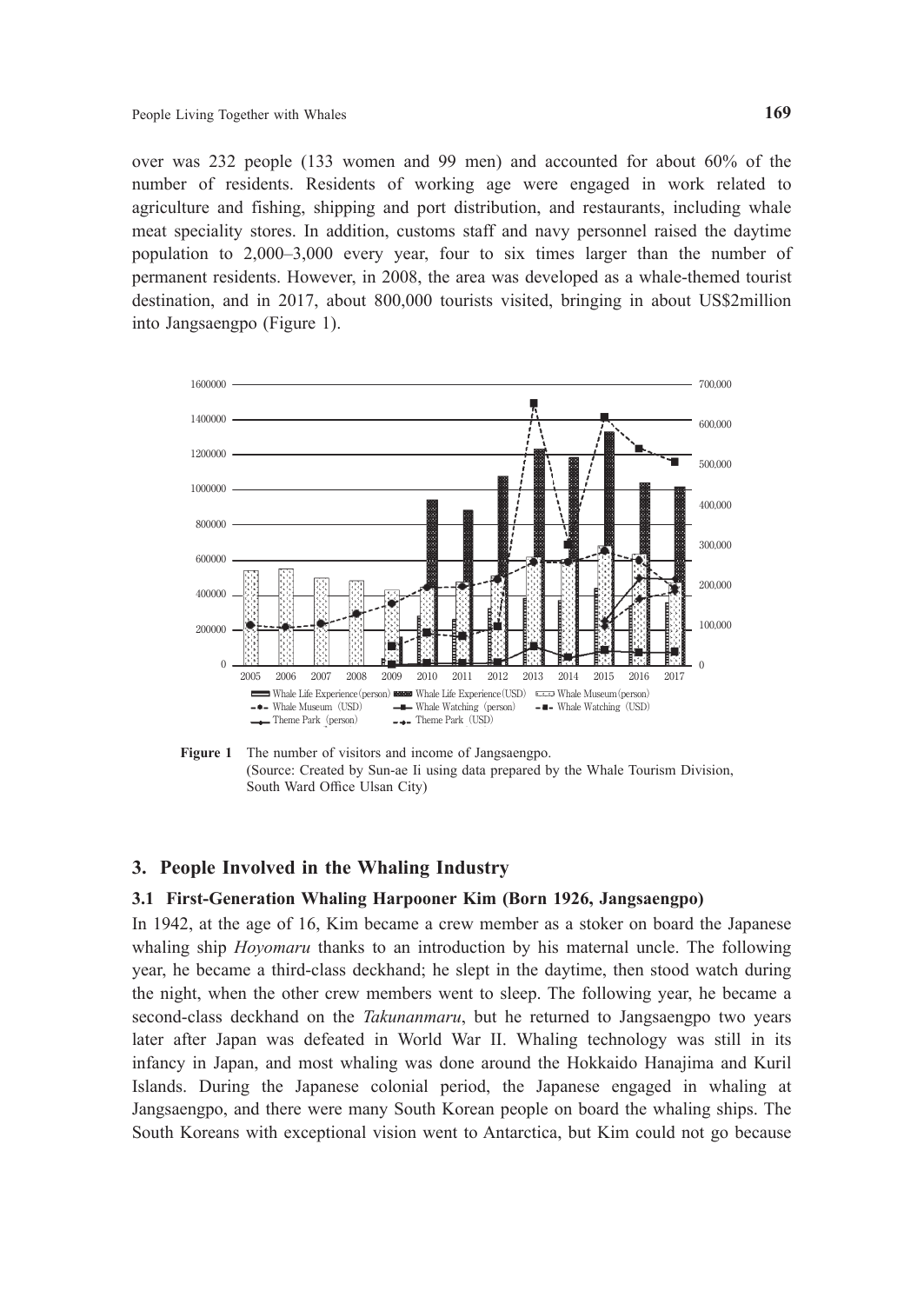over was 232 people (133 women and 99 men) and accounted for about 60% of the number of residents. Residents of working age were engaged in work related to agriculture and fishing, shipping and port distribution, and restaurants, including whale meat speciality stores. In addition, customs staff and navy personnel raised the daytime population to 2,000–3,000 every year, four to six times larger than the number of permanent residents. However, in 2008, the area was developed as a whale-themed tourist destination, and in 2017, about 800,000 tourists visited, bringing in about US$2million into Jangsaengpo (Figure 1).

**Figure 1** The number of visitors and income of Jangsaengpo.
(Source: Created by Sun-ae Ii using data prepared by the Whale Tourism Division, South Ward Office Ulsan City)

## 3. People Involved in the Whaling Industry

### 3.1 First-Generation Whaling Harpooner Kim (Born 1926, Jangsaengpo)

In 1942, at the age of 16, Kim became a crew member as a stoker on board the Japanese whaling ship *Hoyomaru* thanks to an introduction by his maternal uncle. The following year, he became a third-class deckhand; he slept in the daytime, then stood watch during the night, when the other crew members went to sleep. The following year, he became a second-class deckhand on the *Takunanmaru*, but he returned to Jangsaengpo two years later after Japan was defeated in World War II. Whaling technology was still in its infancy in Japan, and most whaling was done around the Hokkaido Hanajima and Kuril Islands. During the Japanese colonial period, the Japanese engaged in whaling at Jangsaengpo, and there were many South Korean people on board the whaling ships. The South Koreans with exceptional vision went to Antarctica, but Kim could not go because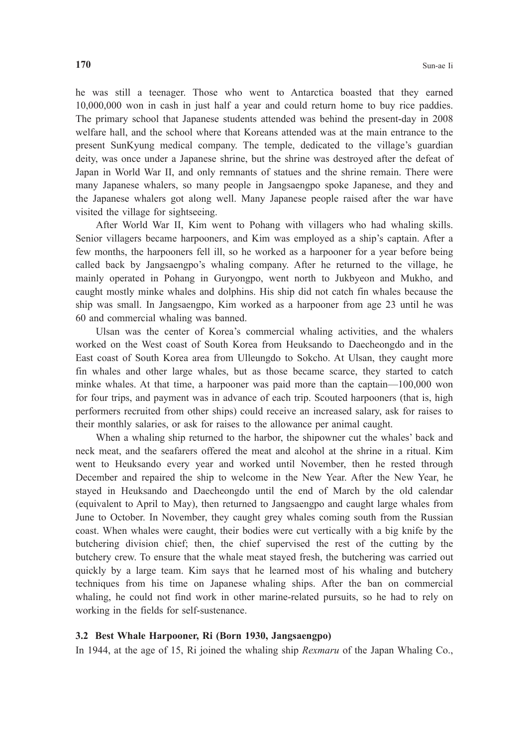he was still a teenager. Those who went to Antarctica boasted that they earned 10,000,000 won in cash in just half a year and could return home to buy rice paddies. The primary school that Japanese students attended was behind the present-day in 2008 welfare hall, and the school where that Koreans attended was at the main entrance to the present SunKyung medical company. The temple, dedicated to the village's guardian deity, was once under a Japanese shrine, but the shrine was destroyed after the defeat of Japan in World War II, and only remnants of statues and the shrine remain. There were many Japanese whalers, so many people in Jangsaengpo spoke Japanese, and they and the Japanese whalers got along well. Many Japanese people raised after the war have visited the village for sightseeing.

After World War II, Kim went to Pohang with villagers who had whaling skills. Senior villagers became harpooners, and Kim was employed as a ship's captain. After a few months, the harpooners fell ill, so he worked as a harpooner for a year before being called back by Jangsaengpo's whaling company. After he returned to the village, he mainly operated in Pohang in Guryongpo, went north to Jukbyeon and Mukho, and caught mostly minke whales and dolphins. His ship did not catch fin whales because the ship was small. In Jangsaengpo, Kim worked as a harpooner from age 23 until he was 60 and commercial whaling was banned.

Ulsan was the center of Korea's commercial whaling activities, and the whalers worked on the West coast of South Korea from Heuksando to Daecheongdo and in the East coast of South Korea area from Ulleungdo to Sokcho. At Ulsan, they caught more fin whales and other large whales, but as those became scarce, they started to catch minke whales. At that time, a harpooner was paid more than the captain—100,000 won for four trips, and payment was in advance of each trip. Scouted harpooners (that is, high performers recruited from other ships) could receive an increased salary, ask for raises to their monthly salaries, or ask for raises to the allowance per animal caught.

When a whaling ship returned to the harbor, the shipowner cut the whales' back and neck meat, and the seafarers offered the meat and alcohol at the shrine in a ritual. Kim went to Heuksando every year and worked until November, then he rested through December and repaired the ship to welcome in the New Year. After the New Year, he stayed in Heuksando and Daecheongdo until the end of March by the old calendar (equivalent to April to May), then returned to Jangsaengpo and caught large whales from June to October. In November, they caught grey whales coming south from the Russian coast. When whales were caught, their bodies were cut vertically with a big knife by the butchering division chief; then, the chief supervised the rest of the cutting by the butchery crew. To ensure that the whale meat stayed fresh, the butchering was carried out quickly by a large team. Kim says that he learned most of his whaling and butchery techniques from his time on Japanese whaling ships. After the ban on commercial whaling, he could not find work in other marine-related pursuits, so he had to rely on working in the fields for self-sustenance.

### 3.2 Best Whale Harpooner, Ri (Born 1930, Jangsaengpo)

In 1944, at the age of 15, Ri joined the whaling ship *Rexmaru* of the Japan Whaling Co.,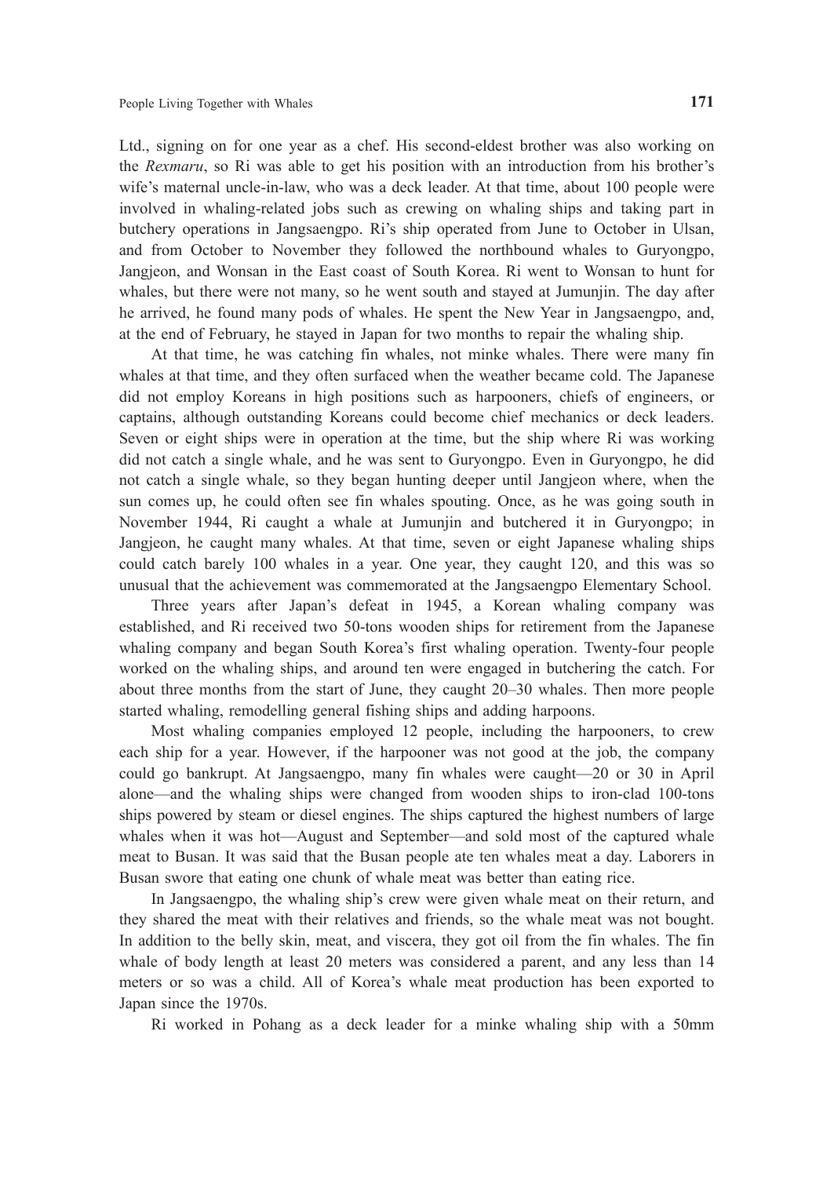Ltd., signing on for one year as a chef. His second-eldest brother was also working on the *Rexmaru*, so Ri was able to get his position with an introduction from his brother's wife's maternal uncle-in-law, who was a deck leader. At that time, about 100 people were involved in whaling-related jobs such as crewing on whaling ships and taking part in butchery operations in Jangsaengpo. Ri's ship operated from June to October in Ulsan, and from October to November they followed the northbound whales to Guryongpo, Jangjeon, and Wonsan in the East coast of South Korea. Ri went to Wonsan to hunt for whales, but there were not many, so he went south and stayed at Jumunjin. The day after he arrived, he found many pods of whales. He spent the New Year in Jangsaengpo, and, at the end of February, he stayed in Japan for two months to repair the whaling ship.

At that time, he was catching fin whales, not minke whales. There were many fin whales at that time, and they often surfaced when the weather became cold. The Japanese did not employ Koreans in high positions such as harpooners, chiefs of engineers, or captains, although outstanding Koreans could become chief mechanics or deck leaders. Seven or eight ships were in operation at the time, but the ship where Ri was working did not catch a single whale, and he was sent to Guryongpo. Even in Guryongpo, he did not catch a single whale, so they began hunting deeper until Jangjeon where, when the sun comes up, he could often see fin whales spouting. Once, as he was going south in November 1944, Ri caught a whale at Jumunjin and butchered it in Guryongpo; in Jangjeon, he caught many whales. At that time, seven or eight Japanese whaling ships could catch barely 100 whales in a year. One year, they caught 120, and this was so unusual that the achievement was commemorated at the Jangsaengpo Elementary School.

Three years after Japan's defeat in 1945, a Korean whaling company was established, and Ri received two 50-tons wooden ships for retirement from the Japanese whaling company and began South Korea's first whaling operation. Twenty-four people worked on the whaling ships, and around ten were engaged in butchering the catch. For about three months from the start of June, they caught 20–30 whales. Then more people started whaling, remodelling general fishing ships and adding harpoons.

Most whaling companies employed 12 people, including the harpooners, to crew each ship for a year. However, if the harpooner was not good at the job, the company could go bankrupt. At Jangsaengpo, many fin whales were caught—20 or 30 in April alone—and the whaling ships were changed from wooden ships to iron-clad 100-tons ships powered by steam or diesel engines. The ships captured the highest numbers of large whales when it was hot—August and September—and sold most of the captured whale meat to Busan. It was said that the Busan people ate ten whales meat a day. Laborers in Busan swore that eating one chunk of whale meat was better than eating rice.

In Jangsaengpo, the whaling ship's crew were given whale meat on their return, and they shared the meat with their relatives and friends, so the whale meat was not bought. In addition to the belly skin, meat, and viscera, they got oil from the fin whales. The fin whale of body length at least 20 meters was considered a parent, and any less than 14 meters or so was a child. All of Korea's whale meat production has been exported to Japan since the 1970s.

Ri worked in Pohang as a deck leader for a minke whaling ship with a 50mm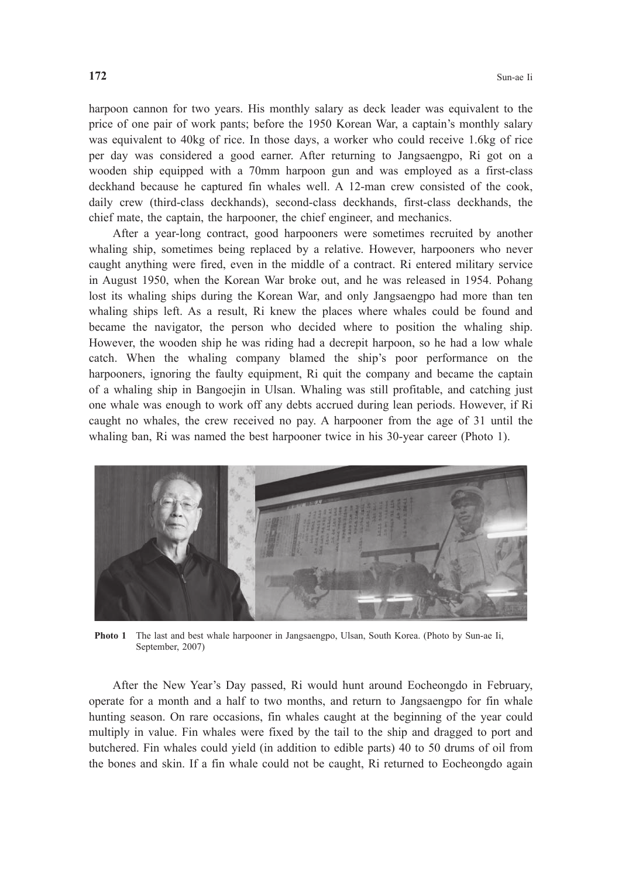harpoon cannon for two years. His monthly salary as deck leader was equivalent to the price of one pair of work pants; before the 1950 Korean War, a captain's monthly salary was equivalent to 40kg of rice. In those days, a worker who could receive 1.6kg of rice per day was considered a good earner. After returning to Jangsaengpo, Ri got on a wooden ship equipped with a 70mm harpoon gun and was employed as a first-class deckhand because he captured fin whales well. A 12-man crew consisted of the cook, daily crew (third-class deckhands), second-class deckhands, first-class deckhands, the chief mate, the captain, the harpooner, the chief engineer, and mechanics.

After a year-long contract, good harpooners were sometimes recruited by another whaling ship, sometimes being replaced by a relative. However, harpooners who never caught anything were fired, even in the middle of a contract. Ri entered military service in August 1950, when the Korean War broke out, and he was released in 1954. Pohang lost its whaling ships during the Korean War, and only Jangsaengpo had more than ten whaling ships left. As a result, Ri knew the places where whales could be found and became the navigator, the person who decided where to position the whaling ship. However, the wooden ship he was riding had a decrepit harpoon, so he had a low whale catch. When the whaling company blamed the ship's poor performance on the harpooners, ignoring the faulty equipment, Ri quit the company and became the captain of a whaling ship in Bangoejin in Ulsan. Whaling was still profitable, and catching just one whale was enough to work off any debts accrued during lean periods. However, if Ri caught no whales, the crew received no pay. A harpooner from the age of 31 until the whaling ban, Ri was named the best harpooner twice in his 30-year career (Photo 1).

**Photo 1** The last and best whale harpooner in Jangsaengpo, Ulsan, South Korea. (Photo by Sun-ae Ii, September, 2007)

After the New Year's Day passed, Ri would hunt around Eocheongdo in February, operate for a month and a half to two months, and return to Jangsaengpo for fin whale hunting season. On rare occasions, fin whales caught at the beginning of the year could multiply in value. Fin whales were fixed by the tail to the ship and dragged to port and butchered. Fin whales could yield (in addition to edible parts) 40 to 50 drums of oil from the bones and skin. If a fin whale could not be caught, Ri returned to Eocheongdo again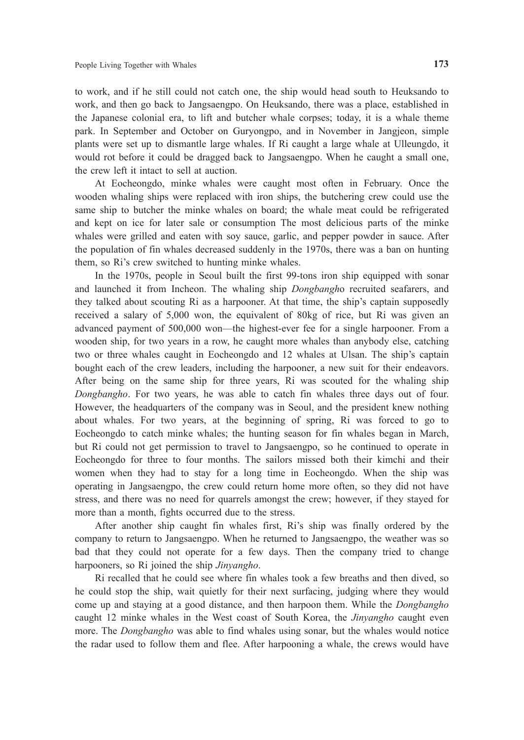to work, and if he still could not catch one, the ship would head south to Heuksando to work, and then go back to Jangsaengpo. On Heuksando, there was a place, established in the Japanese colonial era, to lift and butcher whale corpses; today, it is a whale theme park. In September and October on Guryongpo, and in November in Jangjeon, simple plants were set up to dismantle large whales. If Ri caught a large whale at Ulleungdo, it would rot before it could be dragged back to Jangsaengpo. When he caught a small one, the crew left it intact to sell at auction.

At Eocheongdo, minke whales were caught most often in February. Once the wooden whaling ships were replaced with iron ships, the butchering crew could use the same ship to butcher the minke whales on board; the whale meat could be refrigerated and kept on ice for later sale or consumption The most delicious parts of the minke whales were grilled and eaten with soy sauce, garlic, and pepper powder in sauce. After the population of fin whales decreased suddenly in the 1970s, there was a ban on hunting them, so Ri's crew switched to hunting minke whales.

In the 1970s, people in Seoul built the first 99-tons iron ship equipped with sonar and launched it from Incheon. The whaling ship *Dongbangh*o recruited seafarers, and they talked about scouting Ri as a harpooner. At that time, the ship's captain supposedly received a salary of 5,000 won, the equivalent of 80kg of rice, but Ri was given an advanced payment of 500,000 won—the highest-ever fee for a single harpooner. From a wooden ship, for two years in a row, he caught more whales than anybody else, catching two or three whales caught in Eocheongdo and 12 whales at Ulsan. The ship's captain bought each of the crew leaders, including the harpooner, a new suit for their endeavors. After being on the same ship for three years, Ri was scouted for the whaling ship *Dongbangho*. For two years, he was able to catch fin whales three days out of four. However, the headquarters of the company was in Seoul, and the president knew nothing about whales. For two years, at the beginning of spring, Ri was forced to go to Eocheongdo to catch minke whales; the hunting season for fin whales began in March, but Ri could not get permission to travel to Jangsaengpo, so he continued to operate in Eocheongdo for three to four months. The sailors missed both their kimchi and their women when they had to stay for a long time in Eocheongdo. When the ship was operating in Jangsaengpo, the crew could return home more often, so they did not have stress, and there was no need for quarrels amongst the crew; however, if they stayed for more than a month, fights occurred due to the stress.

After another ship caught fin whales first, Ri's ship was finally ordered by the company to return to Jangsaengpo. When he returned to Jangsaengpo, the weather was so bad that they could not operate for a few days. Then the company tried to change harpooners, so Ri joined the ship *Jinyangho*.

Ri recalled that he could see where fin whales took a few breaths and then dived, so he could stop the ship, wait quietly for their next surfacing, judging where they would come up and staying at a good distance, and then harpoon them. While the *Dongbangho* caught 12 minke whales in the West coast of South Korea, the *Jinyangho* caught even more. The *Dongbangho* was able to find whales using sonar, but the whales would notice the radar used to follow them and flee. After harpooning a whale, the crews would have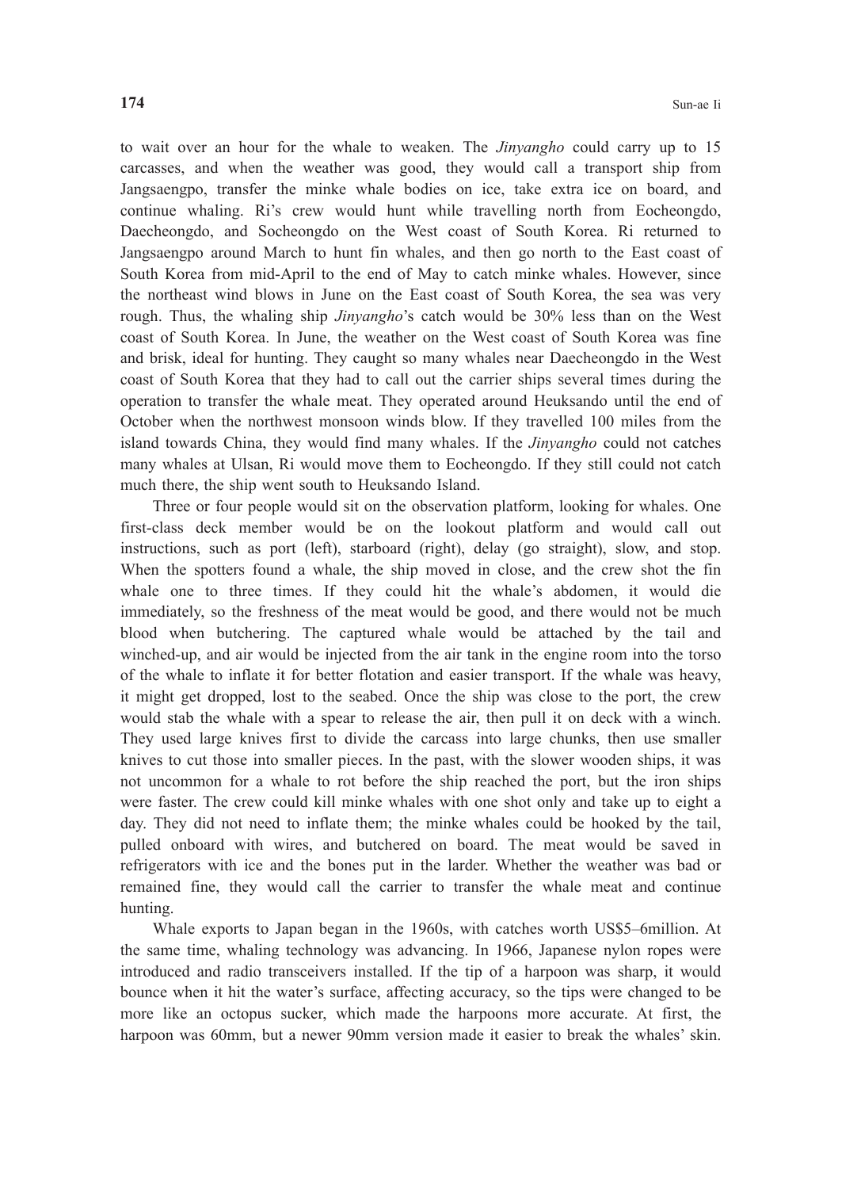to wait over an hour for the whale to weaken. The *Jinyangho* could carry up to 15 carcasses, and when the weather was good, they would call a transport ship from Jangsaengpo, transfer the minke whale bodies on ice, take extra ice on board, and continue whaling. Ri's crew would hunt while travelling north from Eocheongdo, Daecheongdo, and Socheongdo on the West coast of South Korea. Ri returned to Jangsaengpo around March to hunt fin whales, and then go north to the East coast of South Korea from mid-April to the end of May to catch minke whales. However, since the northeast wind blows in June on the East coast of South Korea, the sea was very rough. Thus, the whaling ship *Jinyangho*'s catch would be 30% less than on the West coast of South Korea. In June, the weather on the West coast of South Korea was fine and brisk, ideal for hunting. They caught so many whales near Daecheongdo in the West coast of South Korea that they had to call out the carrier ships several times during the operation to transfer the whale meat. They operated around Heuksando until the end of October when the northwest monsoon winds blow. If they travelled 100 miles from the island towards China, they would find many whales. If the *Jinyangho* could not catches many whales at Ulsan, Ri would move them to Eocheongdo. If they still could not catch much there, the ship went south to Heuksando Island.

Three or four people would sit on the observation platform, looking for whales. One first-class deck member would be on the lookout platform and would call out instructions, such as port (left), starboard (right), delay (go straight), slow, and stop. When the spotters found a whale, the ship moved in close, and the crew shot the fin whale one to three times. If they could hit the whale's abdomen, it would die immediately, so the freshness of the meat would be good, and there would not be much blood when butchering. The captured whale would be attached by the tail and winched-up, and air would be injected from the air tank in the engine room into the torso of the whale to inflate it for better flotation and easier transport. If the whale was heavy, it might get dropped, lost to the seabed. Once the ship was close to the port, the crew would stab the whale with a spear to release the air, then pull it on deck with a winch. They used large knives first to divide the carcass into large chunks, then use smaller knives to cut those into smaller pieces. In the past, with the slower wooden ships, it was not uncommon for a whale to rot before the ship reached the port, but the iron ships were faster. The crew could kill minke whales with one shot only and take up to eight a day. They did not need to inflate them; the minke whales could be hooked by the tail, pulled onboard with wires, and butchered on board. The meat would be saved in refrigerators with ice and the bones put in the larder. Whether the weather was bad or remained fine, they would call the carrier to transfer the whale meat and continue hunting.

Whale exports to Japan began in the 1960s, with catches worth US$5–6million. At the same time, whaling technology was advancing. In 1966, Japanese nylon ropes were introduced and radio transceivers installed. If the tip of a harpoon was sharp, it would bounce when it hit the water's surface, affecting accuracy, so the tips were changed to be more like an octopus sucker, which made the harpoons more accurate. At first, the harpoon was 60mm, but a newer 90mm version made it easier to break the whales' skin.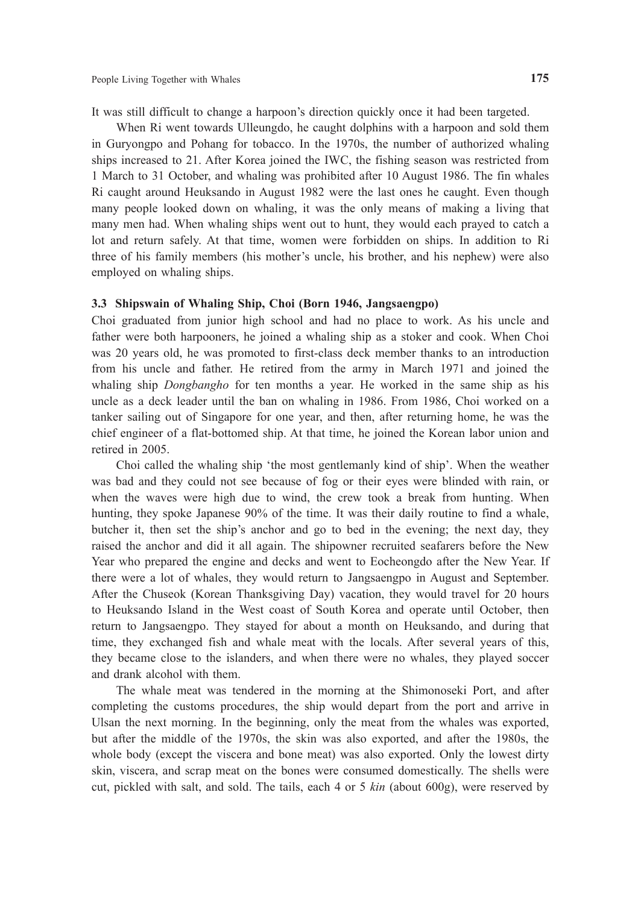It was still difficult to change a harpoon's direction quickly once it had been targeted.

When Ri went towards Ulleungdo, he caught dolphins with a harpoon and sold them in Guryongpo and Pohang for tobacco. In the 1970s, the number of authorized whaling ships increased to 21. After Korea joined the IWC, the fishing season was restricted from 1 March to 31 October, and whaling was prohibited after 10 August 1986. The fin whales Ri caught around Heuksando in August 1982 were the last ones he caught. Even though many people looked down on whaling, it was the only means of making a living that many men had. When whaling ships went out to hunt, they would each prayed to catch a lot and return safely. At that time, women were forbidden on ships. In addition to Ri three of his family members (his mother's uncle, his brother, and his nephew) were also employed on whaling ships.

### 3.3 Shipswain of Whaling Ship, Choi (Born 1946, Jangsaengpo)

Choi graduated from junior high school and had no place to work. As his uncle and father were both harpooners, he joined a whaling ship as a stoker and cook. When Choi was 20 years old, he was promoted to first-class deck member thanks to an introduction from his uncle and father. He retired from the army in March 1971 and joined the whaling ship *Dongbangho* for ten months a year. He worked in the same ship as his uncle as a deck leader until the ban on whaling in 1986. From 1986, Choi worked on a tanker sailing out of Singapore for one year, and then, after returning home, he was the chief engineer of a flat-bottomed ship. At that time, he joined the Korean labor union and retired in 2005.

Choi called the whaling ship 'the most gentlemanly kind of ship'. When the weather was bad and they could not see because of fog or their eyes were blinded with rain, or when the waves were high due to wind, the crew took a break from hunting. When hunting, they spoke Japanese 90% of the time. It was their daily routine to find a whale, butcher it, then set the ship's anchor and go to bed in the evening; the next day, they raised the anchor and did it all again. The shipowner recruited seafarers before the New Year who prepared the engine and decks and went to Eocheongdo after the New Year. If there were a lot of whales, they would return to Jangsaengpo in August and September. After the Chuseok (Korean Thanksgiving Day) vacation, they would travel for 20 hours to Heuksando Island in the West coast of South Korea and operate until October, then return to Jangsaengpo. They stayed for about a month on Heuksando, and during that time, they exchanged fish and whale meat with the locals. After several years of this, they became close to the islanders, and when there were no whales, they played soccer and drank alcohol with them.

The whale meat was tendered in the morning at the Shimonoseki Port, and after completing the customs procedures, the ship would depart from the port and arrive in Ulsan the next morning. In the beginning, only the meat from the whales was exported, but after the middle of the 1970s, the skin was also exported, and after the 1980s, the whole body (except the viscera and bone meat) was also exported. Only the lowest dirty skin, viscera, and scrap meat on the bones were consumed domestically. The shells were cut, pickled with salt, and sold. The tails, each 4 or 5 *kin* (about 600g), were reserved by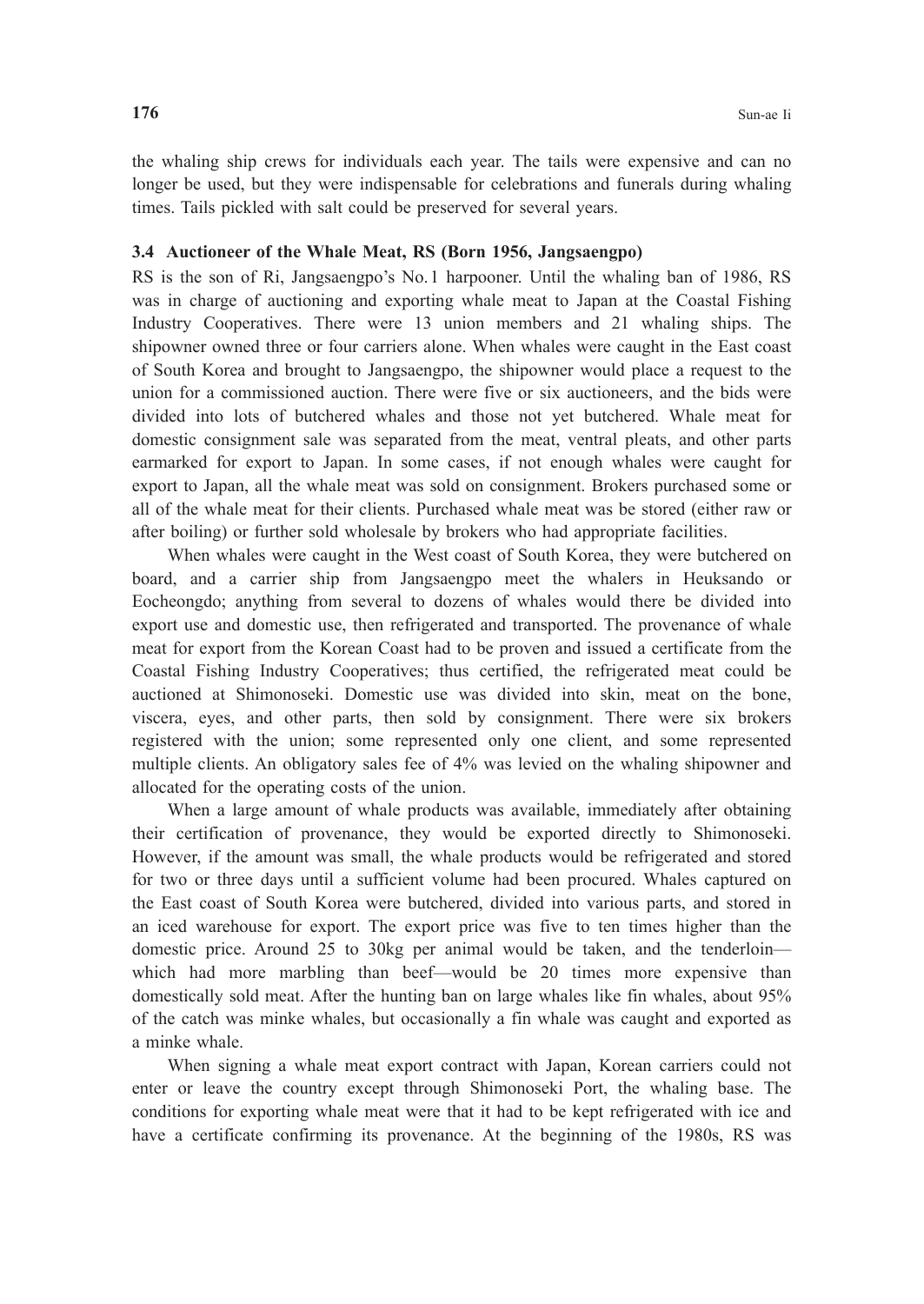the whaling ship crews for individuals each year. The tails were expensive and can no longer be used, but they were indispensable for celebrations and funerals during whaling times. Tails pickled with salt could be preserved for several years.

### 3.4 Auctioneer of the Whale Meat, RS (Born 1956, Jangsaengpo)

RS is the son of Ri, Jangsaengpo's No. 1 harpooner. Until the whaling ban of 1986, RS was in charge of auctioning and exporting whale meat to Japan at the Coastal Fishing Industry Cooperatives. There were 13 union members and 21 whaling ships. The shipowner owned three or four carriers alone. When whales were caught in the East coast of South Korea and brought to Jangsaengpo, the shipowner would place a request to the union for a commissioned auction. There were five or six auctioneers, and the bids were divided into lots of butchered whales and those not yet butchered. Whale meat for domestic consignment sale was separated from the meat, ventral pleats, and other parts earmarked for export to Japan. In some cases, if not enough whales were caught for export to Japan, all the whale meat was sold on consignment. Brokers purchased some or all of the whale meat for their clients. Purchased whale meat was be stored (either raw or after boiling) or further sold wholesale by brokers who had appropriate facilities.

When whales were caught in the West coast of South Korea, they were butchered on board, and a carrier ship from Jangsaengpo meet the whalers in Heuksando or Eocheongdo; anything from several to dozens of whales would there be divided into export use and domestic use, then refrigerated and transported. The provenance of whale meat for export from the Korean Coast had to be proven and issued a certificate from the Coastal Fishing Industry Cooperatives; thus certified, the refrigerated meat could be auctioned at Shimonoseki. Domestic use was divided into skin, meat on the bone, viscera, eyes, and other parts, then sold by consignment. There were six brokers registered with the union; some represented only one client, and some represented multiple clients. An obligatory sales fee of 4% was levied on the whaling shipowner and allocated for the operating costs of the union.

When a large amount of whale products was available, immediately after obtaining their certification of provenance, they would be exported directly to Shimonoseki. However, if the amount was small, the whale products would be refrigerated and stored for two or three days until a sufficient volume had been procured. Whales captured on the East coast of South Korea were butchered, divided into various parts, and stored in an iced warehouse for export. The export price was five to ten times higher than the domestic price. Around 25 to 30kg per animal would be taken, and the tenderloin—which had more marbling than beef—would be 20 times more expensive than domestically sold meat. After the hunting ban on large whales like fin whales, about 95% of the catch was minke whales, but occasionally a fin whale was caught and exported as a minke whale.

When signing a whale meat export contract with Japan, Korean carriers could not enter or leave the country except through Shimonoseki Port, the whaling base. The conditions for exporting whale meat were that it had to be kept refrigerated with ice and have a certificate confirming its provenance. At the beginning of the 1980s, RS was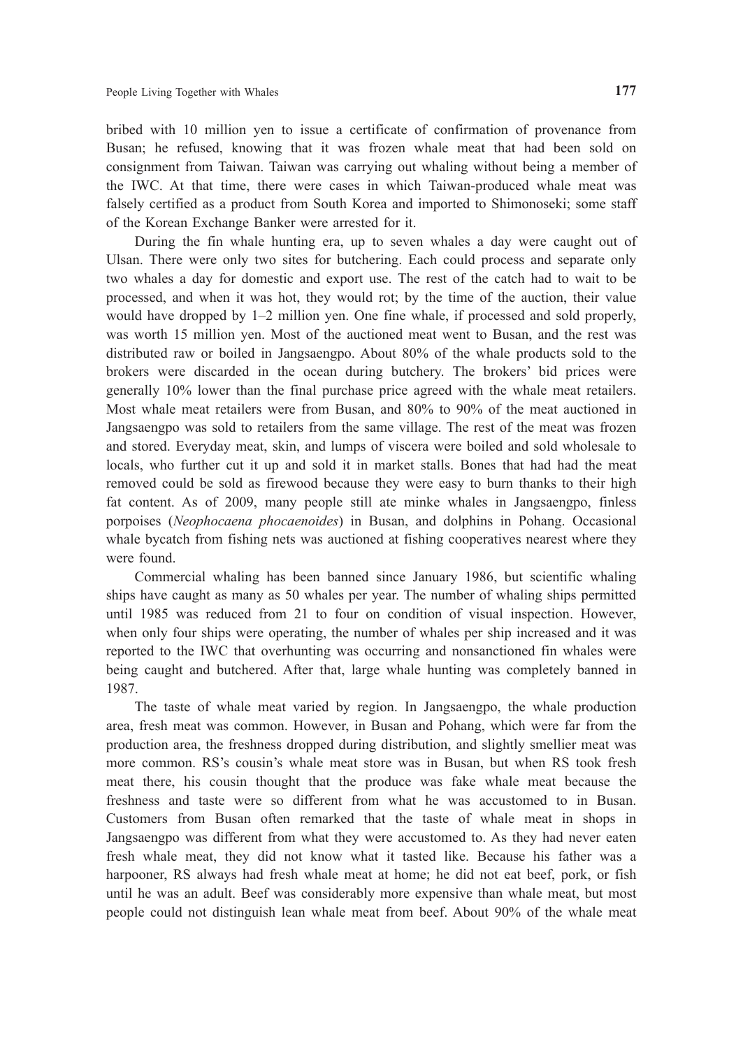bribed with 10 million yen to issue a certificate of confirmation of provenance from Busan; he refused, knowing that it was frozen whale meat that had been sold on consignment from Taiwan. Taiwan was carrying out whaling without being a member of the IWC. At that time, there were cases in which Taiwan-produced whale meat was falsely certified as a product from South Korea and imported to Shimonoseki; some staff of the Korean Exchange Banker were arrested for it.

During the fin whale hunting era, up to seven whales a day were caught out of Ulsan. There were only two sites for butchering. Each could process and separate only two whales a day for domestic and export use. The rest of the catch had to wait to be processed, and when it was hot, they would rot; by the time of the auction, their value would have dropped by 1–2 million yen. One fine whale, if processed and sold properly, was worth 15 million yen. Most of the auctioned meat went to Busan, and the rest was distributed raw or boiled in Jangsaengpo. About 80% of the whale products sold to the brokers were discarded in the ocean during butchery. The brokers' bid prices were generally 10% lower than the final purchase price agreed with the whale meat retailers. Most whale meat retailers were from Busan, and 80% to 90% of the meat auctioned in Jangsaengpo was sold to retailers from the same village. The rest of the meat was frozen and stored. Everyday meat, skin, and lumps of viscera were boiled and sold wholesale to locals, who further cut it up and sold it in market stalls. Bones that had had the meat removed could be sold as firewood because they were easy to burn thanks to their high fat content. As of 2009, many people still ate minke whales in Jangsaengpo, finless porpoises (*Neophocaena phocaenoides*) in Busan, and dolphins in Pohang. Occasional whale bycatch from fishing nets was auctioned at fishing cooperatives nearest where they were found.

Commercial whaling has been banned since January 1986, but scientific whaling ships have caught as many as 50 whales per year. The number of whaling ships permitted until 1985 was reduced from 21 to four on condition of visual inspection. However, when only four ships were operating, the number of whales per ship increased and it was reported to the IWC that overhunting was occurring and nonsanctioned fin whales were being caught and butchered. After that, large whale hunting was completely banned in 1987.

The taste of whale meat varied by region. In Jangsaengpo, the whale production area, fresh meat was common. However, in Busan and Pohang, which were far from the production area, the freshness dropped during distribution, and slightly smellier meat was more common. RS's cousin's whale meat store was in Busan, but when RS took fresh meat there, his cousin thought that the produce was fake whale meat because the freshness and taste were so different from what he was accustomed to in Busan. Customers from Busan often remarked that the taste of whale meat in shops in Jangsaengpo was different from what they were accustomed to. As they had never eaten fresh whale meat, they did not know what it tasted like. Because his father was a harpooner, RS always had fresh whale meat at home; he did not eat beef, pork, or fish until he was an adult. Beef was considerably more expensive than whale meat, but most people could not distinguish lean whale meat from beef. About 90% of the whale meat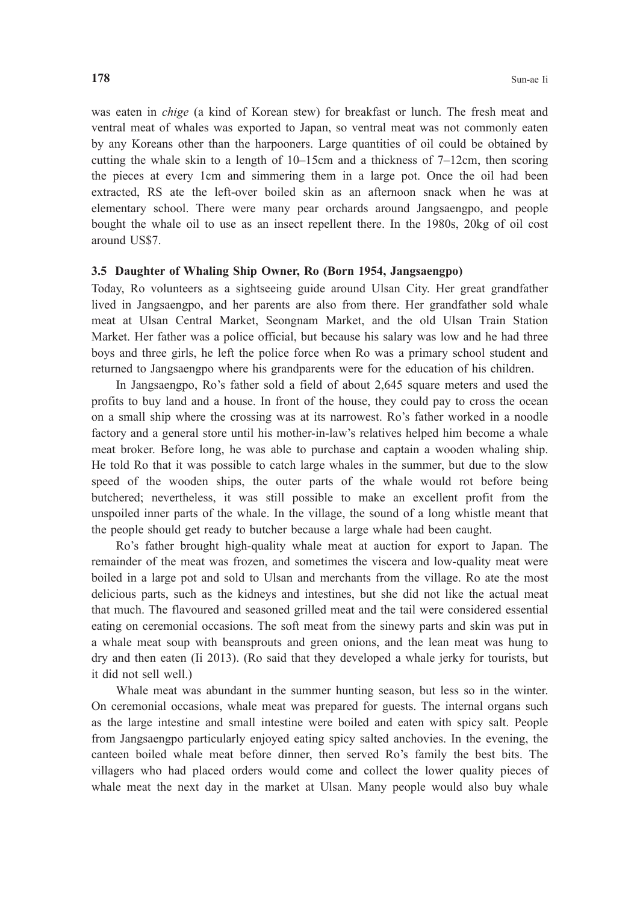was eaten in *chige* (a kind of Korean stew) for breakfast or lunch. The fresh meat and ventral meat of whales was exported to Japan, so ventral meat was not commonly eaten by any Koreans other than the harpooners. Large quantities of oil could be obtained by cutting the whale skin to a length of 10–15cm and a thickness of 7–12cm, then scoring the pieces at every 1cm and simmering them in a large pot. Once the oil had been extracted, RS ate the left-over boiled skin as an afternoon snack when he was at elementary school. There were many pear orchards around Jangsaengpo, and people bought the whale oil to use as an insect repellent there. In the 1980s, 20kg of oil cost around US$7.

### 3.5 Daughter of Whaling Ship Owner, Ro (Born 1954, Jangsaengpo)

Today, Ro volunteers as a sightseeing guide around Ulsan City. Her great grandfather lived in Jangsaengpo, and her parents are also from there. Her grandfather sold whale meat at Ulsan Central Market, Seongnam Market, and the old Ulsan Train Station Market. Her father was a police official, but because his salary was low and he had three boys and three girls, he left the police force when Ro was a primary school student and returned to Jangsaengpo where his grandparents were for the education of his children.

In Jangsaengpo, Ro's father sold a field of about 2,645 square meters and used the profits to buy land and a house. In front of the house, they could pay to cross the ocean on a small ship where the crossing was at its narrowest. Ro's father worked in a noodle factory and a general store until his mother-in-law's relatives helped him become a whale meat broker. Before long, he was able to purchase and captain a wooden whaling ship. He told Ro that it was possible to catch large whales in the summer, but due to the slow speed of the wooden ships, the outer parts of the whale would rot before being butchered; nevertheless, it was still possible to make an excellent profit from the unspoiled inner parts of the whale. In the village, the sound of a long whistle meant that the people should get ready to butcher because a large whale had been caught.

Ro's father brought high-quality whale meat at auction for export to Japan. The remainder of the meat was frozen, and sometimes the viscera and low-quality meat were boiled in a large pot and sold to Ulsan and merchants from the village. Ro ate the most delicious parts, such as the kidneys and intestines, but she did not like the actual meat that much. The flavoured and seasoned grilled meat and the tail were considered essential eating on ceremonial occasions. The soft meat from the sinewy parts and skin was put in a whale meat soup with beansprouts and green onions, and the lean meat was hung to dry and then eaten (Ii 2013). (Ro said that they developed a whale jerky for tourists, but it did not sell well.)

Whale meat was abundant in the summer hunting season, but less so in the winter. On ceremonial occasions, whale meat was prepared for guests. The internal organs such as the large intestine and small intestine were boiled and eaten with spicy salt. People from Jangsaengpo particularly enjoyed eating spicy salted anchovies. In the evening, the canteen boiled whale meat before dinner, then served Ro's family the best bits. The villagers who had placed orders would come and collect the lower quality pieces of whale meat the next day in the market at Ulsan. Many people would also buy whale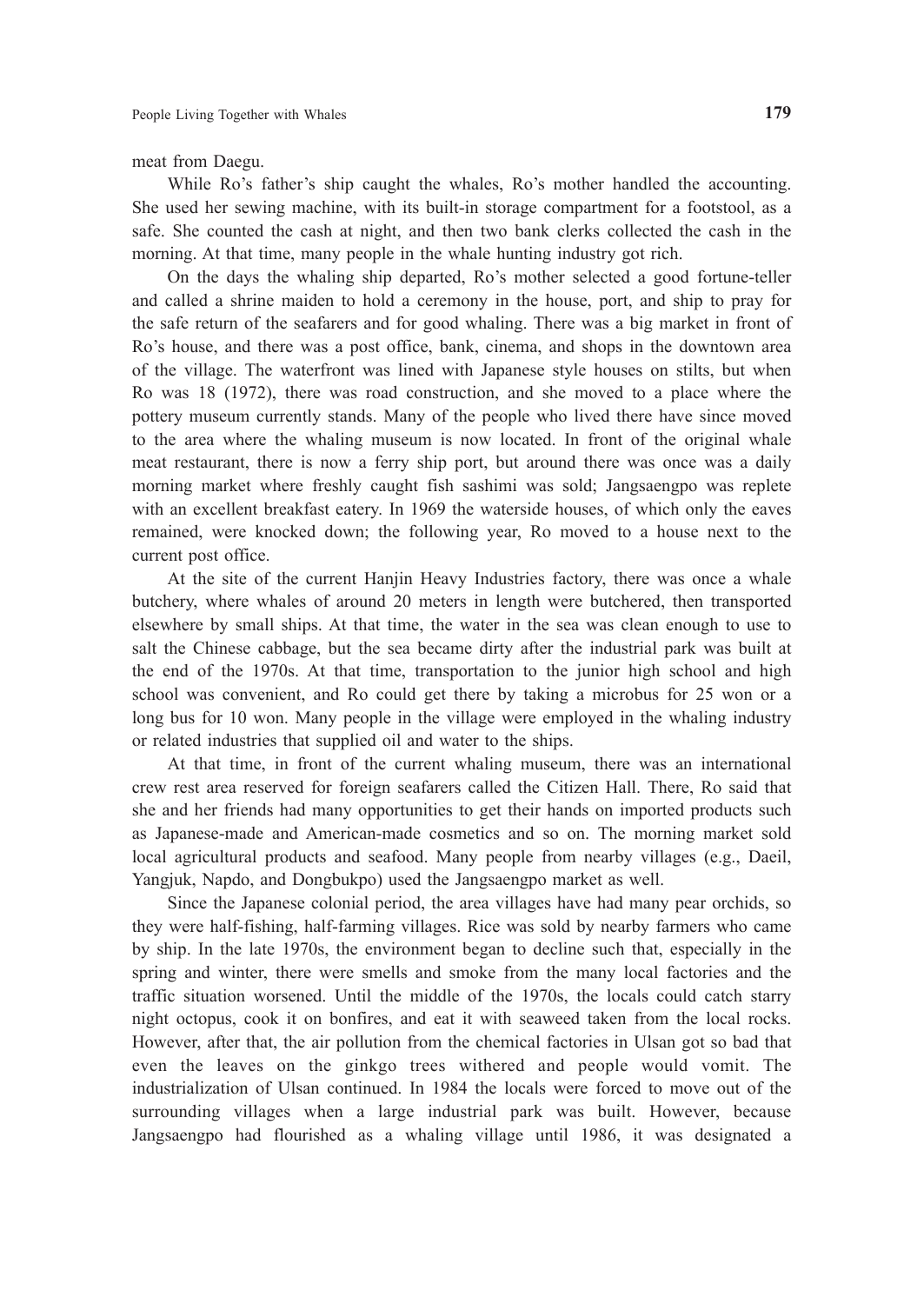meat from Daegu.

While Ro's father's ship caught the whales, Ro's mother handled the accounting. She used her sewing machine, with its built-in storage compartment for a footstool, as a safe. She counted the cash at night, and then two bank clerks collected the cash in the morning. At that time, many people in the whale hunting industry got rich.

On the days the whaling ship departed, Ro's mother selected a good fortune-teller and called a shrine maiden to hold a ceremony in the house, port, and ship to pray for the safe return of the seafarers and for good whaling. There was a big market in front of Ro's house, and there was a post office, bank, cinema, and shops in the downtown area of the village. The waterfront was lined with Japanese style houses on stilts, but when Ro was 18 (1972), there was road construction, and she moved to a place where the pottery museum currently stands. Many of the people who lived there have since moved to the area where the whaling museum is now located. In front of the original whale meat restaurant, there is now a ferry ship port, but around there was once was a daily morning market where freshly caught fish sashimi was sold; Jangsaengpo was replete with an excellent breakfast eatery. In 1969 the waterside houses, of which only the eaves remained, were knocked down; the following year, Ro moved to a house next to the current post office.

At the site of the current Hanjin Heavy Industries factory, there was once a whale butchery, where whales of around 20 meters in length were butchered, then transported elsewhere by small ships. At that time, the water in the sea was clean enough to use to salt the Chinese cabbage, but the sea became dirty after the industrial park was built at the end of the 1970s. At that time, transportation to the junior high school and high school was convenient, and Ro could get there by taking a microbus for 25 won or a long bus for 10 won. Many people in the village were employed in the whaling industry or related industries that supplied oil and water to the ships.

At that time, in front of the current whaling museum, there was an international crew rest area reserved for foreign seafarers called the Citizen Hall. There, Ro said that she and her friends had many opportunities to get their hands on imported products such as Japanese-made and American-made cosmetics and so on. The morning market sold local agricultural products and seafood. Many people from nearby villages (e.g., Daeil, Yangjuk, Napdo, and Dongbukpo) used the Jangsaengpo market as well.

Since the Japanese colonial period, the area villages have had many pear orchids, so they were half-fishing, half-farming villages. Rice was sold by nearby farmers who came by ship. In the late 1970s, the environment began to decline such that, especially in the spring and winter, there were smells and smoke from the many local factories and the traffic situation worsened. Until the middle of the 1970s, the locals could catch starry night octopus, cook it on bonfires, and eat it with seaweed taken from the local rocks. However, after that, the air pollution from the chemical factories in Ulsan got so bad that even the leaves on the ginkgo trees withered and people would vomit. The industrialization of Ulsan continued. In 1984 the locals were forced to move out of the surrounding villages when a large industrial park was built. However, because Jangsaengpo had flourished as a whaling village until 1986, it was designated a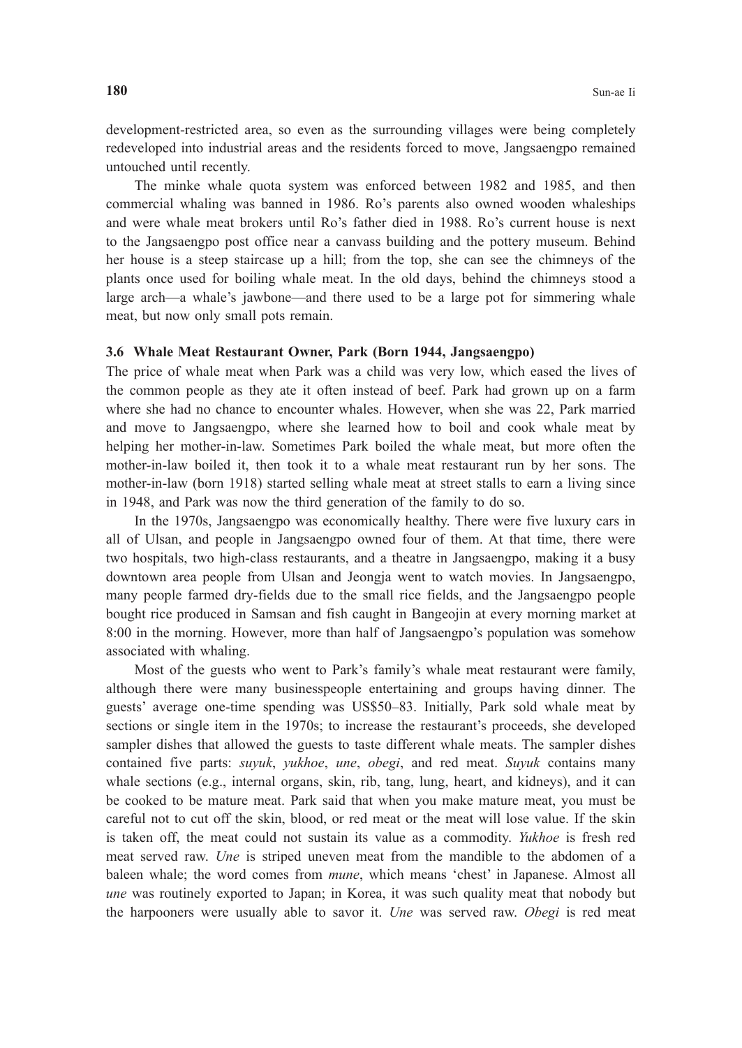development-restricted area, so even as the surrounding villages were being completely redeveloped into industrial areas and the residents forced to move, Jangsaengpo remained untouched until recently.

The minke whale quota system was enforced between 1982 and 1985, and then commercial whaling was banned in 1986. Ro's parents also owned wooden whaleships and were whale meat brokers until Ro's father died in 1988. Ro's current house is next to the Jangsaengpo post office near a canvass building and the pottery museum. Behind her house is a steep staircase up a hill; from the top, she can see the chimneys of the plants once used for boiling whale meat. In the old days, behind the chimneys stood a large arch—a whale's jawbone—and there used to be a large pot for simmering whale meat, but now only small pots remain.

### 3.6 Whale Meat Restaurant Owner, Park (Born 1944, Jangsaengpo)

The price of whale meat when Park was a child was very low, which eased the lives of the common people as they ate it often instead of beef. Park had grown up on a farm where she had no chance to encounter whales. However, when she was 22, Park married and move to Jangsaengpo, where she learned how to boil and cook whale meat by helping her mother-in-law. Sometimes Park boiled the whale meat, but more often the mother-in-law boiled it, then took it to a whale meat restaurant run by her sons. The mother-in-law (born 1918) started selling whale meat at street stalls to earn a living since in 1948, and Park was now the third generation of the family to do so.

In the 1970s, Jangsaengpo was economically healthy. There were five luxury cars in all of Ulsan, and people in Jangsaengpo owned four of them. At that time, there were two hospitals, two high-class restaurants, and a theatre in Jangsaengpo, making it a busy downtown area people from Ulsan and Jeongja went to watch movies. In Jangsaengpo, many people farmed dry-fields due to the small rice fields, and the Jangsaengpo people bought rice produced in Samsan and fish caught in Bangeojin at every morning market at 8:00 in the morning. However, more than half of Jangsaengpo's population was somehow associated with whaling.

Most of the guests who went to Park's family's whale meat restaurant were family, although there were many businesspeople entertaining and groups having dinner. The guests' average one-time spending was US$50–83. Initially, Park sold whale meat by sections or single item in the 1970s; to increase the restaurant's proceeds, she developed sampler dishes that allowed the guests to taste different whale meats. The sampler dishes contained five parts: *suyuk*, *yukhoe*, *une*, *obegi*, and red meat. *Suyuk* contains many whale sections (e.g., internal organs, skin, rib, tang, lung, heart, and kidneys), and it can be cooked to be mature meat. Park said that when you make mature meat, you must be careful not to cut off the skin, blood, or red meat or the meat will lose value. If the skin is taken off, the meat could not sustain its value as a commodity. *Yukhoe* is fresh red meat served raw. *Une* is striped uneven meat from the mandible to the abdomen of a baleen whale; the word comes from *mune*, which means 'chest' in Japanese. Almost all *une* was routinely exported to Japan; in Korea, it was such quality meat that nobody but the harpooners were usually able to savor it. *Une* was served raw. *Obegi* is red meat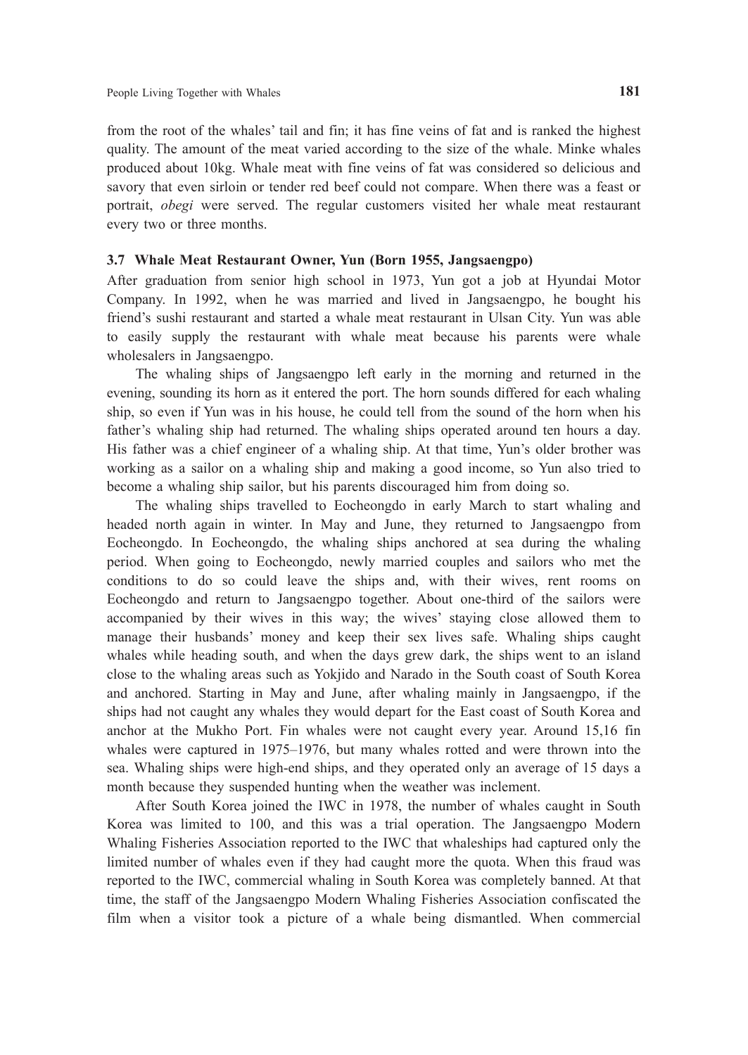from the root of the whales' tail and fin; it has fine veins of fat and is ranked the highest quality. The amount of the meat varied according to the size of the whale. Minke whales produced about 10kg. Whale meat with fine veins of fat was considered so delicious and savory that even sirloin or tender red beef could not compare. When there was a feast or portrait, *obegi* were served. The regular customers visited her whale meat restaurant every two or three months.

### 3.7 Whale Meat Restaurant Owner, Yun (Born 1955, Jangsaengpo)

After graduation from senior high school in 1973, Yun got a job at Hyundai Motor Company. In 1992, when he was married and lived in Jangsaengpo, he bought his friend's sushi restaurant and started a whale meat restaurant in Ulsan City. Yun was able to easily supply the restaurant with whale meat because his parents were whale wholesalers in Jangsaengpo.

The whaling ships of Jangsaengpo left early in the morning and returned in the evening, sounding its horn as it entered the port. The horn sounds differed for each whaling ship, so even if Yun was in his house, he could tell from the sound of the horn when his father's whaling ship had returned. The whaling ships operated around ten hours a day. His father was a chief engineer of a whaling ship. At that time, Yun's older brother was working as a sailor on a whaling ship and making a good income, so Yun also tried to become a whaling ship sailor, but his parents discouraged him from doing so.

The whaling ships travelled to Eocheongdo in early March to start whaling and headed north again in winter. In May and June, they returned to Jangsaengpo from Eocheongdo. In Eocheongdo, the whaling ships anchored at sea during the whaling period. When going to Eocheongdo, newly married couples and sailors who met the conditions to do so could leave the ships and, with their wives, rent rooms on Eocheongdo and return to Jangsaengpo together. About one-third of the sailors were accompanied by their wives in this way; the wives' staying close allowed them to manage their husbands' money and keep their sex lives safe. Whaling ships caught whales while heading south, and when the days grew dark, the ships went to an island close to the whaling areas such as Yokjido and Narado in the South coast of South Korea and anchored. Starting in May and June, after whaling mainly in Jangsaengpo, if the ships had not caught any whales they would depart for the East coast of South Korea and anchor at the Mukho Port. Fin whales were not caught every year. Around 15,16 fin whales were captured in 1975–1976, but many whales rotted and were thrown into the sea. Whaling ships were high-end ships, and they operated only an average of 15 days a month because they suspended hunting when the weather was inclement.

After South Korea joined the IWC in 1978, the number of whales caught in South Korea was limited to 100, and this was a trial operation. The Jangsaengpo Modern Whaling Fisheries Association reported to the IWC that whaleships had captured only the limited number of whales even if they had caught more the quota. When this fraud was reported to the IWC, commercial whaling in South Korea was completely banned. At that time, the staff of the Jangsaengpo Modern Whaling Fisheries Association confiscated the film when a visitor took a picture of a whale being dismantled. When commercial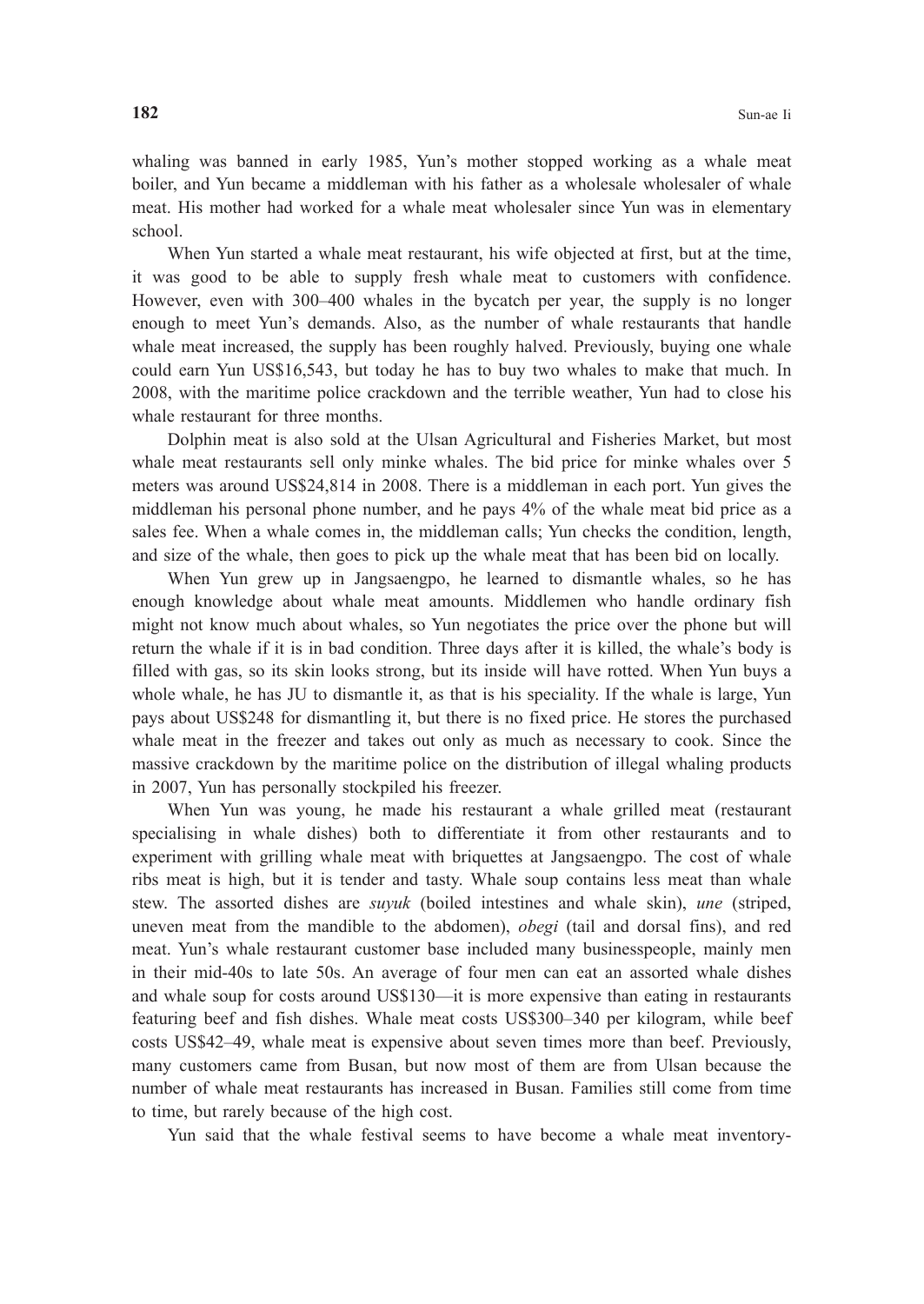whaling was banned in early 1985, Yun's mother stopped working as a whale meat boiler, and Yun became a middleman with his father as a wholesale wholesaler of whale meat. His mother had worked for a whale meat wholesaler since Yun was in elementary school.

When Yun started a whale meat restaurant, his wife objected at first, but at the time, it was good to be able to supply fresh whale meat to customers with confidence. However, even with 300–400 whales in the bycatch per year, the supply is no longer enough to meet Yun's demands. Also, as the number of whale restaurants that handle whale meat increased, the supply has been roughly halved. Previously, buying one whale could earn Yun US$16,543, but today he has to buy two whales to make that much. In 2008, with the maritime police crackdown and the terrible weather, Yun had to close his whale restaurant for three months.

Dolphin meat is also sold at the Ulsan Agricultural and Fisheries Market, but most whale meat restaurants sell only minke whales. The bid price for minke whales over 5 meters was around US$24,814 in 2008. There is a middleman in each port. Yun gives the middleman his personal phone number, and he pays 4% of the whale meat bid price as a sales fee. When a whale comes in, the middleman calls; Yun checks the condition, length, and size of the whale, then goes to pick up the whale meat that has been bid on locally.

When Yun grew up in Jangsaengpo, he learned to dismantle whales, so he has enough knowledge about whale meat amounts. Middlemen who handle ordinary fish might not know much about whales, so Yun negotiates the price over the phone but will return the whale if it is in bad condition. Three days after it is killed, the whale's body is filled with gas, so its skin looks strong, but its inside will have rotted. When Yun buys a whole whale, he has JU to dismantle it, as that is his speciality. If the whale is large, Yun pays about US$248 for dismantling it, but there is no fixed price. He stores the purchased whale meat in the freezer and takes out only as much as necessary to cook. Since the massive crackdown by the maritime police on the distribution of illegal whaling products in 2007, Yun has personally stockpiled his freezer.

When Yun was young, he made his restaurant a whale grilled meat (restaurant specialising in whale dishes) both to differentiate it from other restaurants and to experiment with grilling whale meat with briquettes at Jangsaengpo. The cost of whale ribs meat is high, but it is tender and tasty. Whale soup contains less meat than whale stew. The assorted dishes are *suyuk* (boiled intestines and whale skin), *une* (striped, uneven meat from the mandible to the abdomen), *obegi* (tail and dorsal fins), and red meat. Yun's whale restaurant customer base included many businesspeople, mainly men in their mid-40s to late 50s. An average of four men can eat an assorted whale dishes and whale soup for costs around US$130—it is more expensive than eating in restaurants featuring beef and fish dishes. Whale meat costs US$300–340 per kilogram, while beef costs US$42–49, whale meat is expensive about seven times more than beef. Previously, many customers came from Busan, but now most of them are from Ulsan because the number of whale meat restaurants has increased in Busan. Families still come from time to time, but rarely because of the high cost.

Yun said that the whale festival seems to have become a whale meat inventory-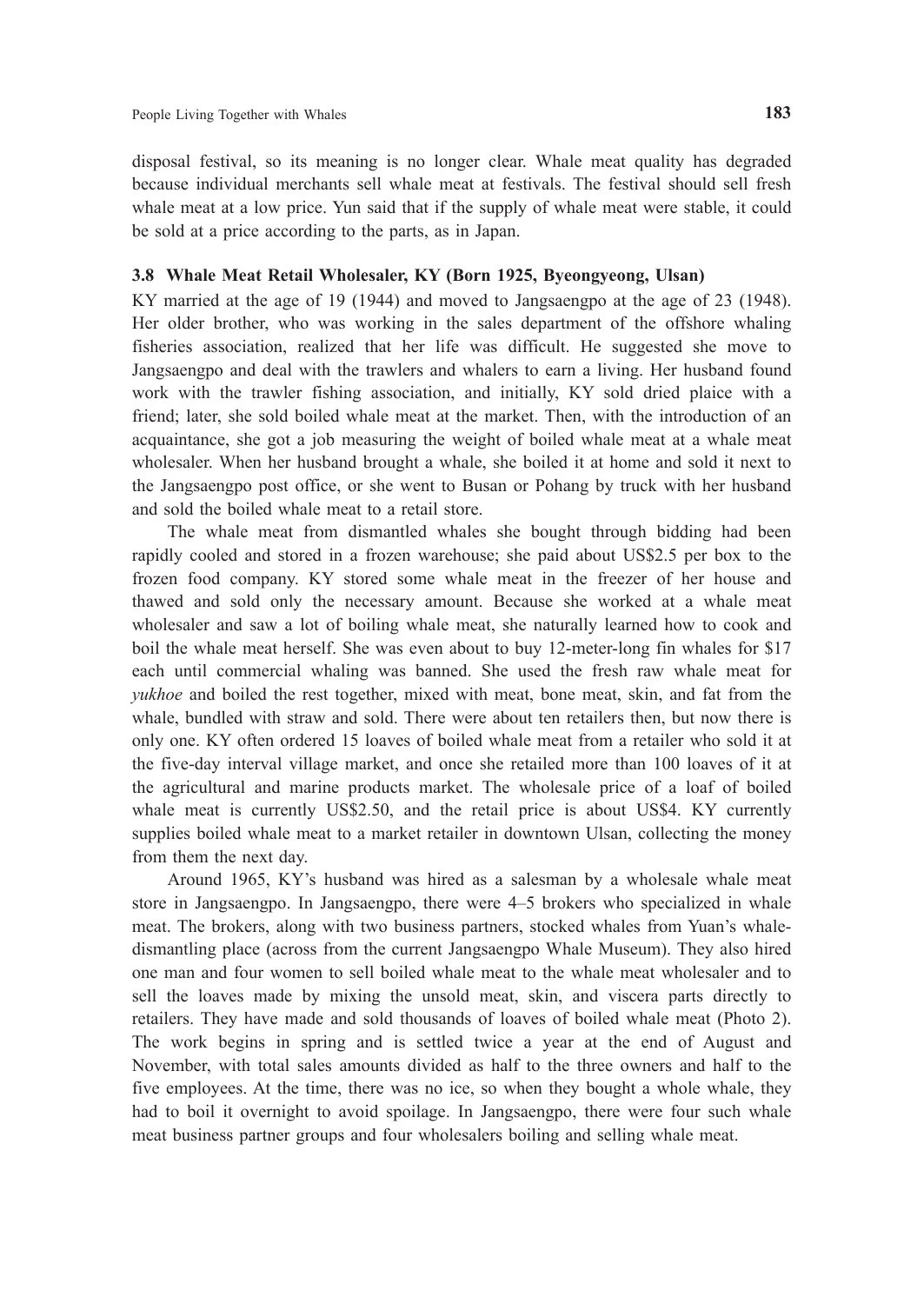disposal festival, so its meaning is no longer clear. Whale meat quality has degraded because individual merchants sell whale meat at festivals. The festival should sell fresh whale meat at a low price. Yun said that if the supply of whale meat were stable, it could be sold at a price according to the parts, as in Japan.

### 3.8 Whale Meat Retail Wholesaler, KY (Born 1925, Byeongyeong, Ulsan)

KY married at the age of 19 (1944) and moved to Jangsaengpo at the age of 23 (1948). Her older brother, who was working in the sales department of the offshore whaling fisheries association, realized that her life was difficult. He suggested she move to Jangsaengpo and deal with the trawlers and whalers to earn a living. Her husband found work with the trawler fishing association, and initially, KY sold dried plaice with a friend; later, she sold boiled whale meat at the market. Then, with the introduction of an acquaintance, she got a job measuring the weight of boiled whale meat at a whale meat wholesaler. When her husband brought a whale, she boiled it at home and sold it next to the Jangsaengpo post office, or she went to Busan or Pohang by truck with her husband and sold the boiled whale meat to a retail store.

The whale meat from dismantled whales she bought through bidding had been rapidly cooled and stored in a frozen warehouse; she paid about US$2.5 per box to the frozen food company. KY stored some whale meat in the freezer of her house and thawed and sold only the necessary amount. Because she worked at a whale meat wholesaler and saw a lot of boiling whale meat, she naturally learned how to cook and boil the whale meat herself. She was even about to buy 12-meter-long fin whales for $17 each until commercial whaling was banned. She used the fresh raw whale meat for *yukhoe* and boiled the rest together, mixed with meat, bone meat, skin, and fat from the whale, bundled with straw and sold. There were about ten retailers then, but now there is only one. KY often ordered 15 loaves of boiled whale meat from a retailer who sold it at the five-day interval village market, and once she retailed more than 100 loaves of it at the agricultural and marine products market. The wholesale price of a loaf of boiled whale meat is currently US$2.50, and the retail price is about US$4. KY currently supplies boiled whale meat to a market retailer in downtown Ulsan, collecting the money from them the next day.

Around 1965, KY's husband was hired as a salesman by a wholesale whale meat store in Jangsaengpo. In Jangsaengpo, there were 4–5 brokers who specialized in whale meat. The brokers, along with two business partners, stocked whales from Yuan's whale-dismantling place (across from the current Jangsaengpo Whale Museum). They also hired one man and four women to sell boiled whale meat to the whale meat wholesaler and to sell the loaves made by mixing the unsold meat, skin, and viscera parts directly to retailers. They have made and sold thousands of loaves of boiled whale meat (Photo 2). The work begins in spring and is settled twice a year at the end of August and November, with total sales amounts divided as half to the three owners and half to the five employees. At the time, there was no ice, so when they bought a whole whale, they had to boil it overnight to avoid spoilage. In Jangsaengpo, there were four such whale meat business partner groups and four wholesalers boiling and selling whale meat.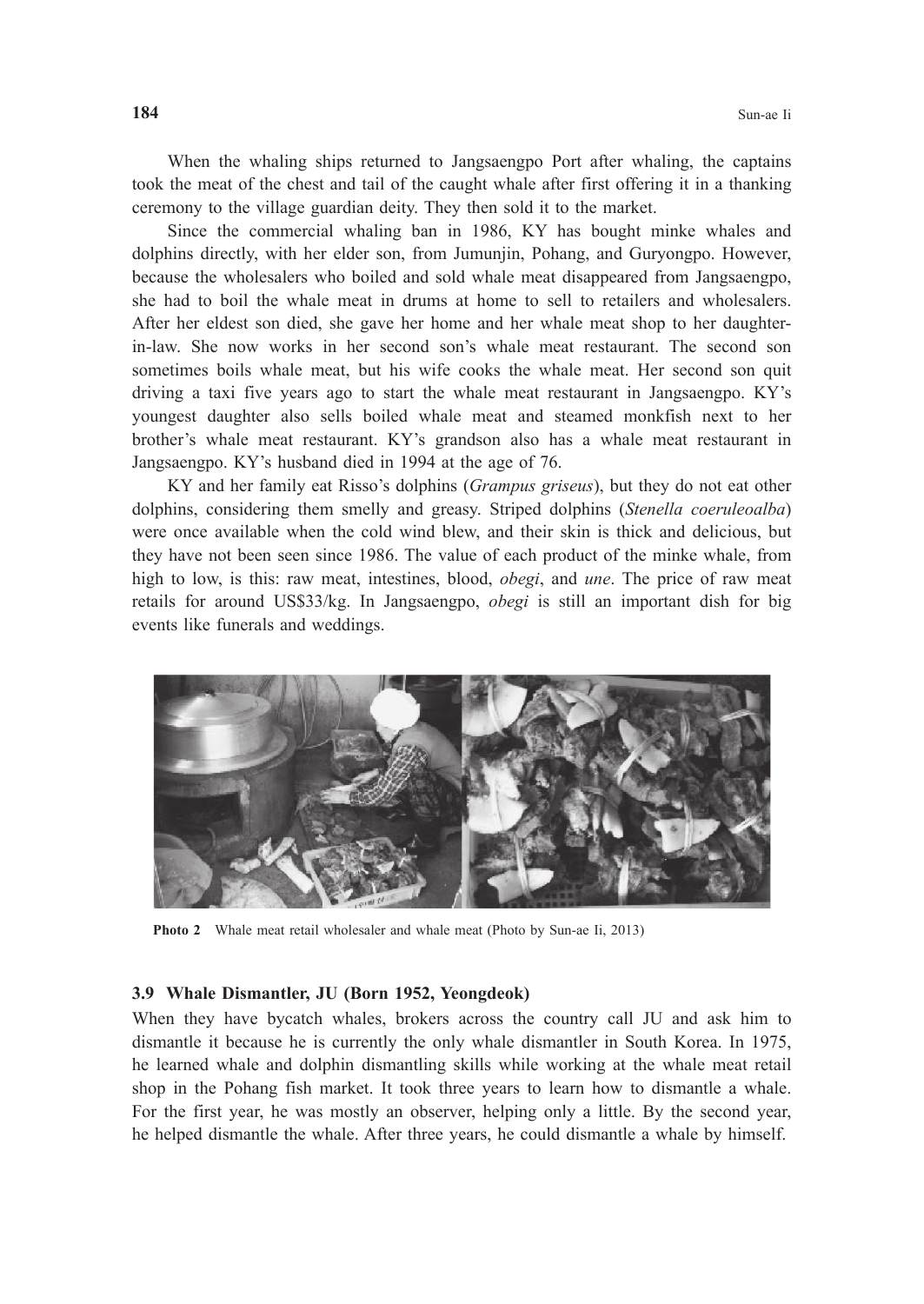When the whaling ships returned to Jangsaengpo Port after whaling, the captains took the meat of the chest and tail of the caught whale after first offering it in a thanking ceremony to the village guardian deity. They then sold it to the market.

Since the commercial whaling ban in 1986, KY has bought minke whales and dolphins directly, with her elder son, from Jumunjin, Pohang, and Guryongpo. However, because the wholesalers who boiled and sold whale meat disappeared from Jangsaengpo, she had to boil the whale meat in drums at home to sell to retailers and wholesalers. After her eldest son died, she gave her home and her whale meat shop to her daughter-in-law. She now works in her second son's whale meat restaurant. The second son sometimes boils whale meat, but his wife cooks the whale meat. Her second son quit driving a taxi five years ago to start the whale meat restaurant in Jangsaengpo. KY's youngest daughter also sells boiled whale meat and steamed monkfish next to her brother's whale meat restaurant. KY's grandson also has a whale meat restaurant in Jangsaengpo. KY's husband died in 1994 at the age of 76.

KY and her family eat Risso's dolphins (*Grampus griseus*), but they do not eat other dolphins, considering them smelly and greasy. Striped dolphins (*Stenella coeruleoalba*) were once available when the cold wind blew, and their skin is thick and delicious, but they have not been seen since 1986. The value of each product of the minke whale, from high to low, is this: raw meat, intestines, blood, *obegi*, and *une*. The price of raw meat retails for around US$33/kg. In Jangsaengpo, *obegi* is still an important dish for big events like funerals and weddings.

**Photo 2** Whale meat retail wholesaler and whale meat (Photo by Sun-ae Ii, 2013)

### 3.9 Whale Dismantler, JU (Born 1952, Yeongdeok)

When they have bycatch whales, brokers across the country call JU and ask him to dismantle it because he is currently the only whale dismantler in South Korea. In 1975, he learned whale and dolphin dismantling skills while working at the whale meat retail shop in the Pohang fish market. It took three years to learn how to dismantle a whale. For the first year, he was mostly an observer, helping only a little. By the second year, he helped dismantle the whale. After three years, he could dismantle a whale by himself.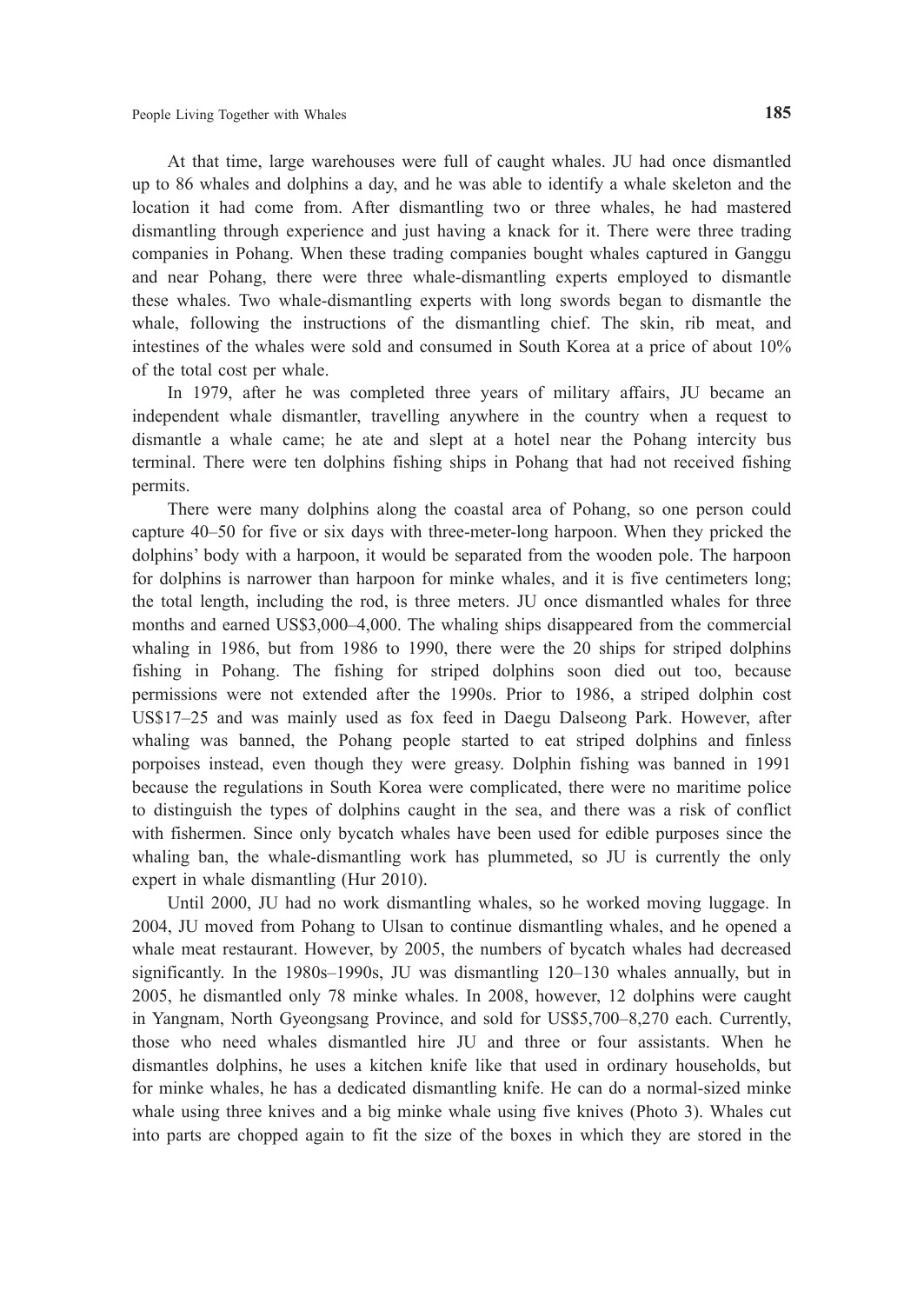At that time, large warehouses were full of caught whales. JU had once dismantled up to 86 whales and dolphins a day, and he was able to identify a whale skeleton and the location it had come from. After dismantling two or three whales, he had mastered dismantling through experience and just having a knack for it. There were three trading companies in Pohang. When these trading companies bought whales captured in Ganggu and near Pohang, there were three whale-dismantling experts employed to dismantle these whales. Two whale-dismantling experts with long swords began to dismantle the whale, following the instructions of the dismantling chief. The skin, rib meat, and intestines of the whales were sold and consumed in South Korea at a price of about 10% of the total cost per whale.

In 1979, after he was completed three years of military affairs, JU became an independent whale dismantler, travelling anywhere in the country when a request to dismantle a whale came; he ate and slept at a hotel near the Pohang intercity bus terminal. There were ten dolphins fishing ships in Pohang that had not received fishing permits.

There were many dolphins along the coastal area of Pohang, so one person could capture 40–50 for five or six days with three-meter-long harpoon. When they pricked the dolphins' body with a harpoon, it would be separated from the wooden pole. The harpoon for dolphins is narrower than harpoon for minke whales, and it is five centimeters long; the total length, including the rod, is three meters. JU once dismantled whales for three months and earned US$3,000–4,000. The whaling ships disappeared from the commercial whaling in 1986, but from 1986 to 1990, there were the 20 ships for striped dolphins fishing in Pohang. The fishing for striped dolphins soon died out too, because permissions were not extended after the 1990s. Prior to 1986, a striped dolphin cost US$17–25 and was mainly used as fox feed in Daegu Dalseong Park. However, after whaling was banned, the Pohang people started to eat striped dolphins and finless porpoises instead, even though they were greasy. Dolphin fishing was banned in 1991 because the regulations in South Korea were complicated, there were no maritime police to distinguish the types of dolphins caught in the sea, and there was a risk of conflict with fishermen. Since only bycatch whales have been used for edible purposes since the whaling ban, the whale-dismantling work has plummeted, so JU is currently the only expert in whale dismantling (Hur 2010).

Until 2000, JU had no work dismantling whales, so he worked moving luggage. In 2004, JU moved from Pohang to Ulsan to continue dismantling whales, and he opened a whale meat restaurant. However, by 2005, the numbers of bycatch whales had decreased significantly. In the 1980s–1990s, JU was dismantling 120–130 whales annually, but in 2005, he dismantled only 78 minke whales. In 2008, however, 12 dolphins were caught in Yangnam, North Gyeongsang Province, and sold for US$5,700–8,270 each. Currently, those who need whales dismantled hire JU and three or four assistants. When he dismantles dolphins, he uses a kitchen knife like that used in ordinary households, but for minke whales, he has a dedicated dismantling knife. He can do a normal-sized minke whale using three knives and a big minke whale using five knives (Photo 3). Whales cut into parts are chopped again to fit the size of the boxes in which they are stored in the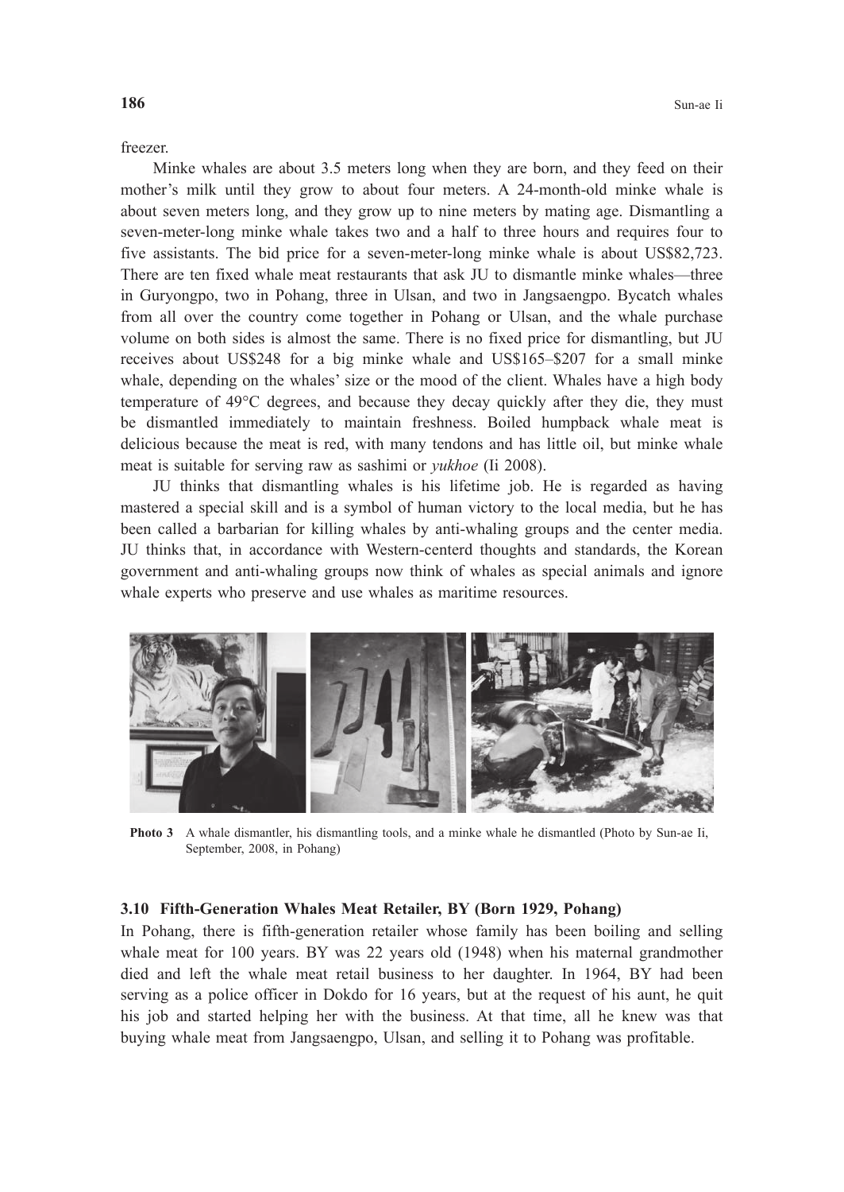freezer.

Minke whales are about 3.5 meters long when they are born, and they feed on their mother's milk until they grow to about four meters. A 24-month-old minke whale is about seven meters long, and they grow up to nine meters by mating age. Dismantling a seven-meter-long minke whale takes two and a half to three hours and requires four to five assistants. The bid price for a seven-meter-long minke whale is about US$82,723. There are ten fixed whale meat restaurants that ask JU to dismantle minke whales—three in Guryongpo, two in Pohang, three in Ulsan, and two in Jangsaengpo. Bycatch whales from all over the country come together in Pohang or Ulsan, and the whale purchase volume on both sides is almost the same. There is no fixed price for dismantling, but JU receives about US$248 for a big minke whale and US$165–$207 for a small minke whale, depending on the whales' size or the mood of the client. Whales have a high body temperature of 49°C degrees, and because they decay quickly after they die, they must be dismantled immediately to maintain freshness. Boiled humpback whale meat is delicious because the meat is red, with many tendons and has little oil, but minke whale meat is suitable for serving raw as sashimi or *yukhoe* (Ii 2008).

JU thinks that dismantling whales is his lifetime job. He is regarded as having mastered a special skill and is a symbol of human victory to the local media, but he has been called a barbarian for killing whales by anti-whaling groups and the center media. JU thinks that, in accordance with Western-centerd thoughts and standards, the Korean government and anti-whaling groups now think of whales as special animals and ignore whale experts who preserve and use whales as maritime resources.

**Photo 3** A whale dismantler, his dismantling tools, and a minke whale he dismantled (Photo by Sun-ae Ii, September, 2008, in Pohang)

### 3.10 Fifth-Generation Whales Meat Retailer, BY (Born 1929, Pohang)

In Pohang, there is fifth-generation retailer whose family has been boiling and selling whale meat for 100 years. BY was 22 years old (1948) when his maternal grandmother died and left the whale meat retail business to her daughter. In 1964, BY had been serving as a police officer in Dokdo for 16 years, but at the request of his aunt, he quit his job and started helping her with the business. At that time, all he knew was that buying whale meat from Jangsaengpo, Ulsan, and selling it to Pohang was profitable.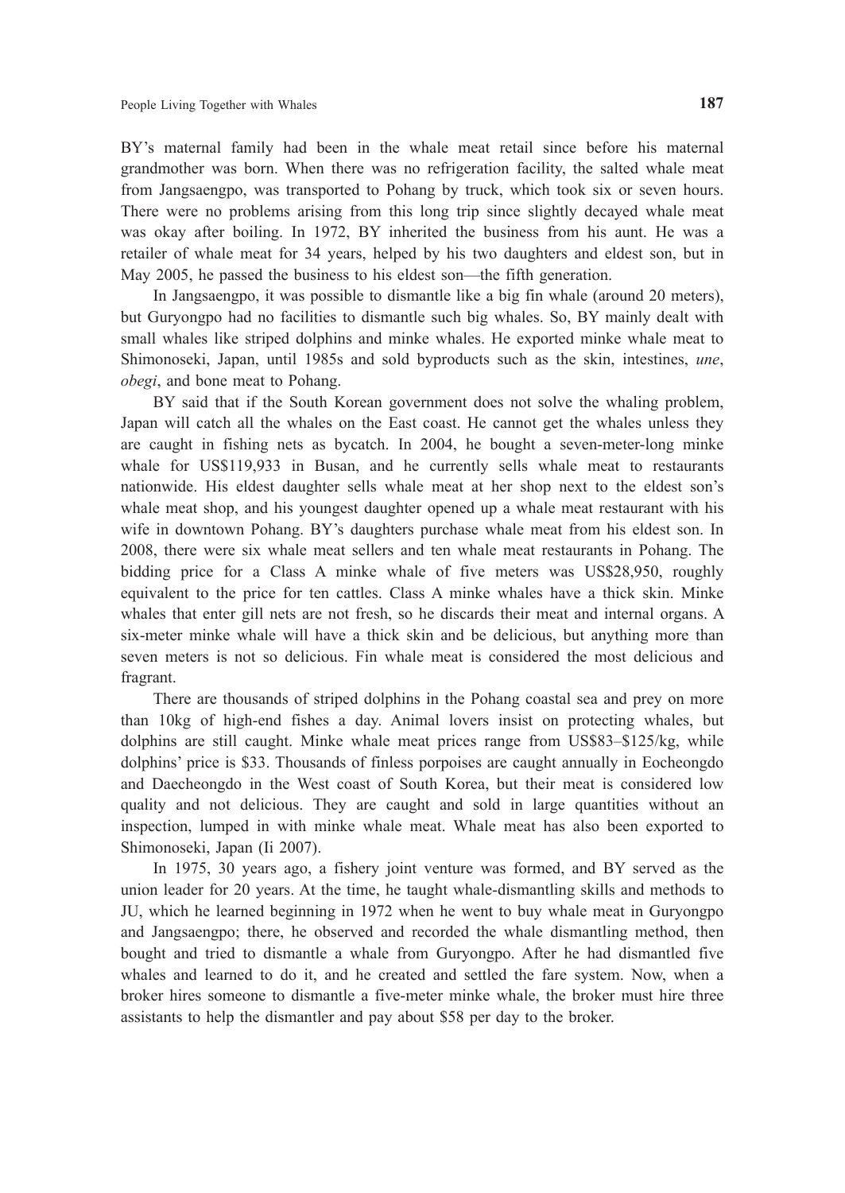BY's maternal family had been in the whale meat retail since before his maternal grandmother was born. When there was no refrigeration facility, the salted whale meat from Jangsaengpo, was transported to Pohang by truck, which took six or seven hours. There were no problems arising from this long trip since slightly decayed whale meat was okay after boiling. In 1972, BY inherited the business from his aunt. He was a retailer of whale meat for 34 years, helped by his two daughters and eldest son, but in May 2005, he passed the business to his eldest son—the fifth generation.

In Jangsaengpo, it was possible to dismantle like a big fin whale (around 20 meters), but Guryongpo had no facilities to dismantle such big whales. So, BY mainly dealt with small whales like striped dolphins and minke whales. He exported minke whale meat to Shimonoseki, Japan, until 1985s and sold byproducts such as the skin, intestines, *une*, *obegi*, and bone meat to Pohang.

BY said that if the South Korean government does not solve the whaling problem, Japan will catch all the whales on the East coast. He cannot get the whales unless they are caught in fishing nets as bycatch. In 2004, he bought a seven-meter-long minke whale for US$119,933 in Busan, and he currently sells whale meat to restaurants nationwide. His eldest daughter sells whale meat at her shop next to the eldest son's whale meat shop, and his youngest daughter opened up a whale meat restaurant with his wife in downtown Pohang. BY's daughters purchase whale meat from his eldest son. In 2008, there were six whale meat sellers and ten whale meat restaurants in Pohang. The bidding price for a Class A minke whale of five meters was US$28,950, roughly equivalent to the price for ten cattles. Class A minke whales have a thick skin. Minke whales that enter gill nets are not fresh, so he discards their meat and internal organs. A six-meter minke whale will have a thick skin and be delicious, but anything more than seven meters is not so delicious. Fin whale meat is considered the most delicious and fragrant.

There are thousands of striped dolphins in the Pohang coastal sea and prey on more than 10kg of high-end fishes a day. Animal lovers insist on protecting whales, but dolphins are still caught. Minke whale meat prices range from US$83–$125/kg, while dolphins' price is $33. Thousands of finless porpoises are caught annually in Eocheongdo and Daecheongdo in the West coast of South Korea, but their meat is considered low quality and not delicious. They are caught and sold in large quantities without an inspection, lumped in with minke whale meat. Whale meat has also been exported to Shimonoseki, Japan (Ii 2007).

In 1975, 30 years ago, a fishery joint venture was formed, and BY served as the union leader for 20 years. At the time, he taught whale-dismantling skills and methods to JU, which he learned beginning in 1972 when he went to buy whale meat in Guryongpo and Jangsaengpo; there, he observed and recorded the whale dismantling method, then bought and tried to dismantle a whale from Guryongpo. After he had dismantled five whales and learned to do it, and he created and settled the fare system. Now, when a broker hires someone to dismantle a five-meter minke whale, the broker must hire three assistants to help the dismantler and pay about $58 per day to the broker.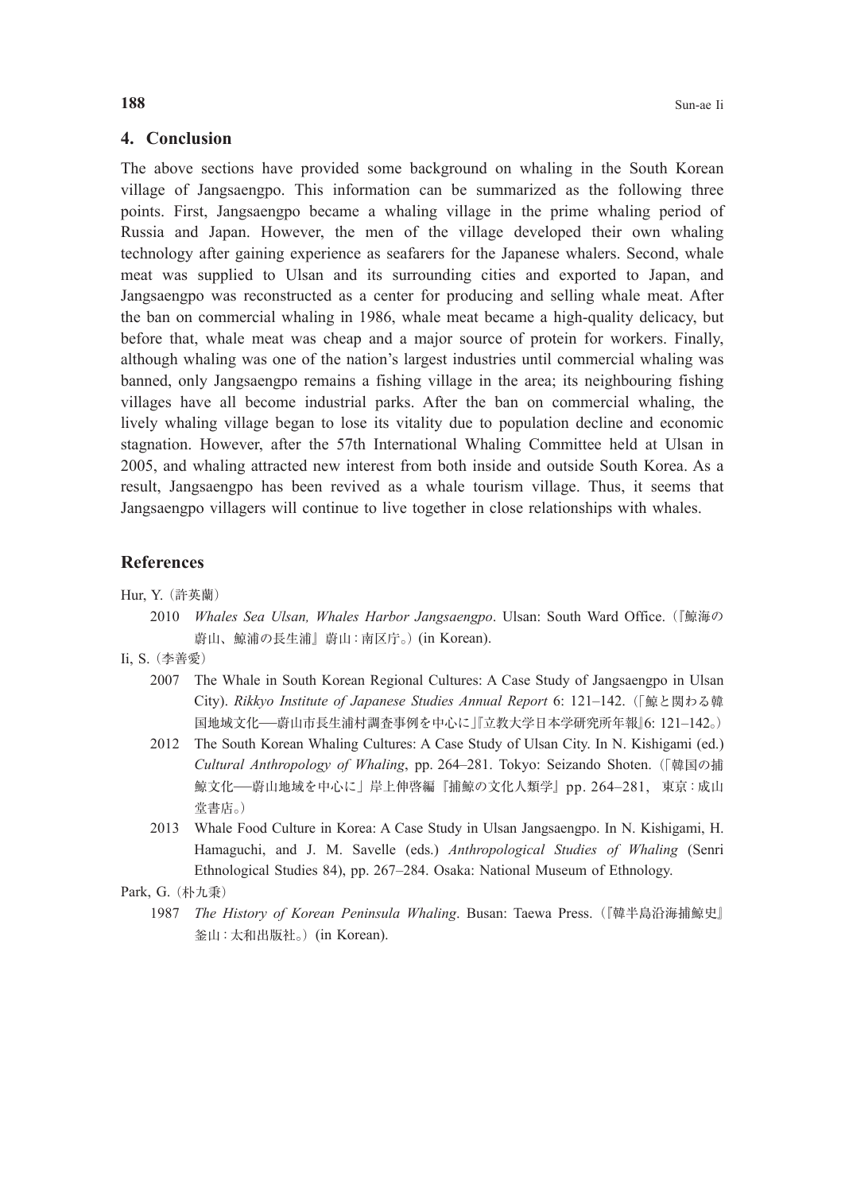## 4. Conclusion

The above sections have provided some background on whaling in the South Korean village of Jangsaengpo. This information can be summarized as the following three points. First, Jangsaengpo became a whaling village in the prime whaling period of Russia and Japan. However, the men of the village developed their own whaling technology after gaining experience as seafarers for the Japanese whalers. Second, whale meat was supplied to Ulsan and its surrounding cities and exported to Japan, and Jangsaengpo was reconstructed as a center for producing and selling whale meat. After the ban on commercial whaling in 1986, whale meat became a high-quality delicacy, but before that, whale meat was cheap and a major source of protein for workers. Finally, although whaling was one of the nation's largest industries until commercial whaling was banned, only Jangsaengpo remains a fishing village in the area; its neighbouring fishing villages have all become industrial parks. After the ban on commercial whaling, the lively whaling village began to lose its vitality due to population decline and economic stagnation. However, after the 57th International Whaling Committee held at Ulsan in 2005, and whaling attracted new interest from both inside and outside South Korea. As a result, Jangsaengpo has been revived as a whale tourism village. Thus, it seems that Jangsaengpo villagers will continue to live together in close relationships with whales.

## References

Hur, Y.（許英蘭）

2010 *Whales Sea Ulsan, Whales Harbor Jangsaengpo*. Ulsan: South Ward Office.（『鯨海の蔚山、鯨浦の長生浦』蔚山：南区庁。）(in Korean).

Ii, S.（李善愛）

2007 The Whale in South Korean Regional Cultures: A Case Study of Jangsaengpo in Ulsan City). *Rikkyo Institute of Japanese Studies Annual Report* 6: 121–142.（「鯨と関わる韓国地域文化――蔚山市長生浦村調査事例を中心に」『立教大学日本学研究所年報』6: 121–142。）

2012 The South Korean Whaling Cultures: A Case Study of Ulsan City. In N. Kishigami (ed.) *Cultural Anthropology of Whaling*, pp. 264–281. Tokyo: Seizando Shoten.（「韓国の捕鯨文化――蔚山地域を中心に」岸上伸啓編『捕鯨の文化人類学』pp. 264–281, 東京：成山堂書店。）

2013 Whale Food Culture in Korea: A Case Study in Ulsan Jangsaengpo. In N. Kishigami, H. Hamaguchi, and J. M. Savelle (eds.) *Anthropological Studies of Whaling* (Senri Ethnological Studies 84), pp. 267–284. Osaka: National Museum of Ethnology.

Park, G.（朴九秉）

1987 *The History of Korean Peninsula Whaling*. Busan: Taewa Press.（『韓半島沿海捕鯨史』釜山：太和出版社。）(in Korean).